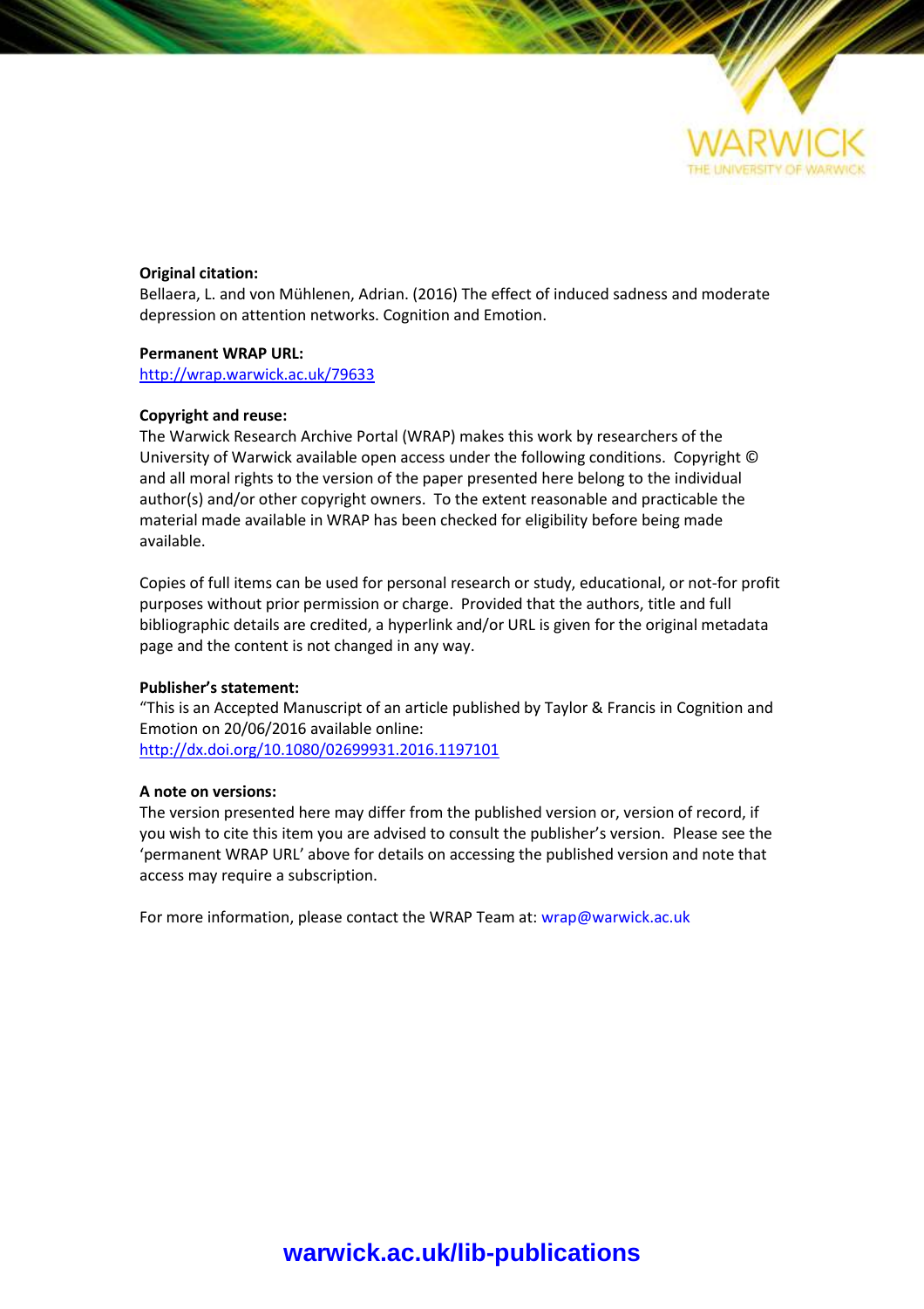WARWICK
THE UNIVERSITY OF WARWICK

**Original citation:**
Bellaera, L. and von Mühlenen, Adrian. (2016) The effect of induced sadness and moderate depression on attention networks. Cognition and Emotion.

**Permanent WRAP URL:**
http://wrap.warwick.ac.uk/79633

**Copyright and reuse:**
The Warwick Research Archive Portal (WRAP) makes this work by researchers of the University of Warwick available open access under the following conditions. Copyright © and all moral rights to the version of the paper presented here belong to the individual author(s) and/or other copyright owners. To the extent reasonable and practicable the material made available in WRAP has been checked for eligibility before being made available.

Copies of full items can be used for personal research or study, educational, or not-for profit purposes without prior permission or charge. Provided that the authors, title and full bibliographic details are credited, a hyperlink and/or URL is given for the original metadata page and the content is not changed in any way.

**Publisher's statement:**
"This is an Accepted Manuscript of an article published by Taylor & Francis in Cognition and Emotion on 20/06/2016 available online: http://dx.doi.org/10.1080/02699931.2016.1197101

**A note on versions:**
The version presented here may differ from the published version or, version of record, if you wish to cite this item you are advised to consult the publisher's version. Please see the 'permanent WRAP URL' above for details on accessing the published version and note that access may require a subscription.

For more information, please contact the WRAP Team at: wrap@warwick.ac.uk

**warwick.ac.uk/lib-publications**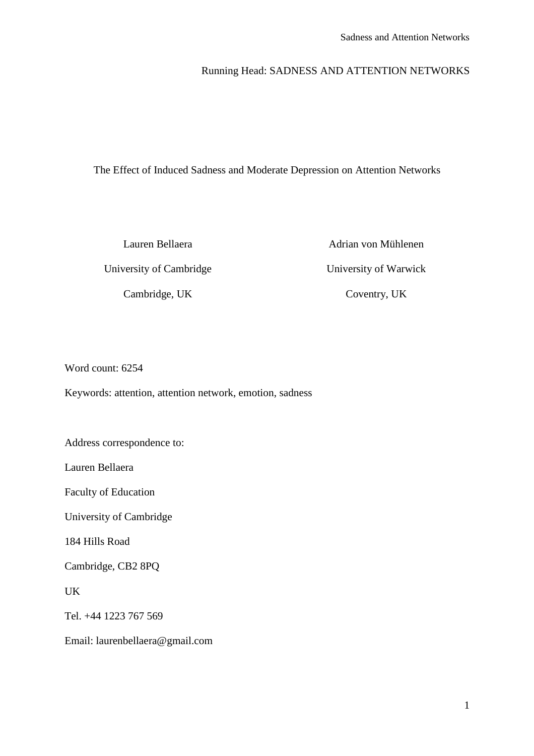Running Head: SADNESS AND ATTENTION NETWORKS

# The Effect of Induced Sadness and Moderate Depression on Attention Networks

Lauren Bellaera
University of Cambridge
Cambridge, UK

Adrian von Mühlenen
University of Warwick
Coventry, UK

Word count: 6254

Keywords: attention, attention network, emotion, sadness

Address correspondence to:

Lauren Bellaera

Faculty of Education

University of Cambridge

184 Hills Road

Cambridge, CB2 8PQ

UK

Tel. +44 1223 767 569

Email: laurenbellaera@gmail.com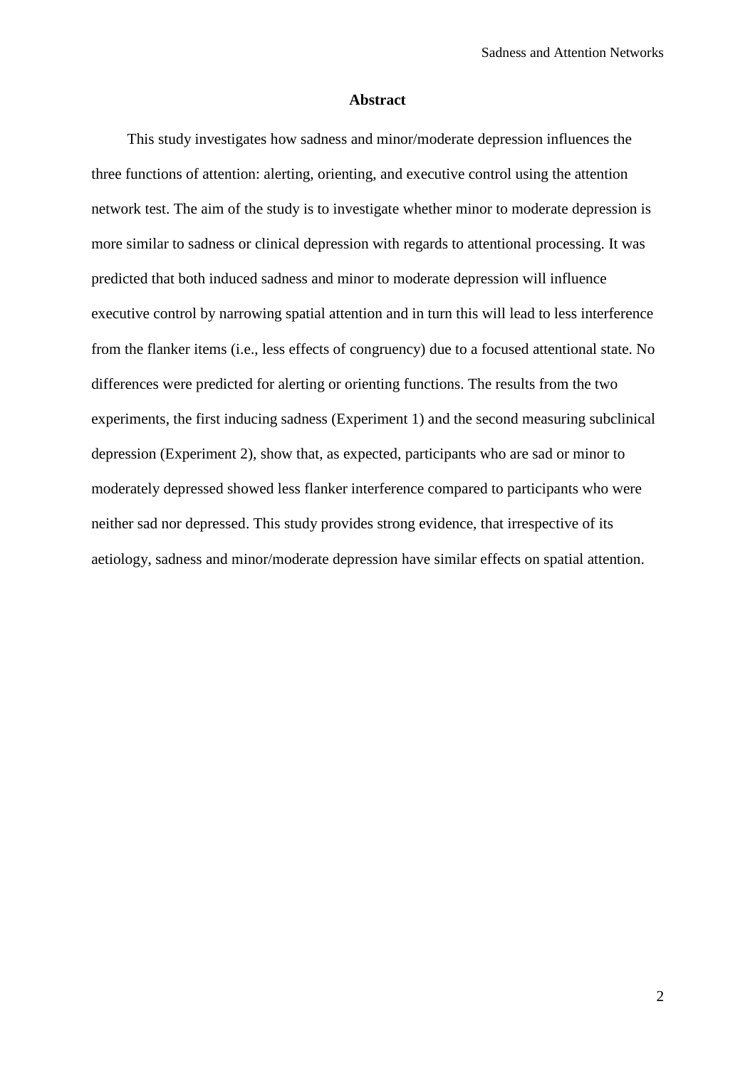## Abstract

This study investigates how sadness and minor/moderate depression influences the three functions of attention: alerting, orienting, and executive control using the attention network test. The aim of the study is to investigate whether minor to moderate depression is more similar to sadness or clinical depression with regards to attentional processing. It was predicted that both induced sadness and minor to moderate depression will influence executive control by narrowing spatial attention and in turn this will lead to less interference from the flanker items (i.e., less effects of congruency) due to a focused attentional state. No differences were predicted for alerting or orienting functions. The results from the two experiments, the first inducing sadness (Experiment 1) and the second measuring subclinical depression (Experiment 2), show that, as expected, participants who are sad or minor to moderately depressed showed less flanker interference compared to participants who were neither sad nor depressed. This study provides strong evidence, that irrespective of its aetiology, sadness and minor/moderate depression have similar effects on spatial attention.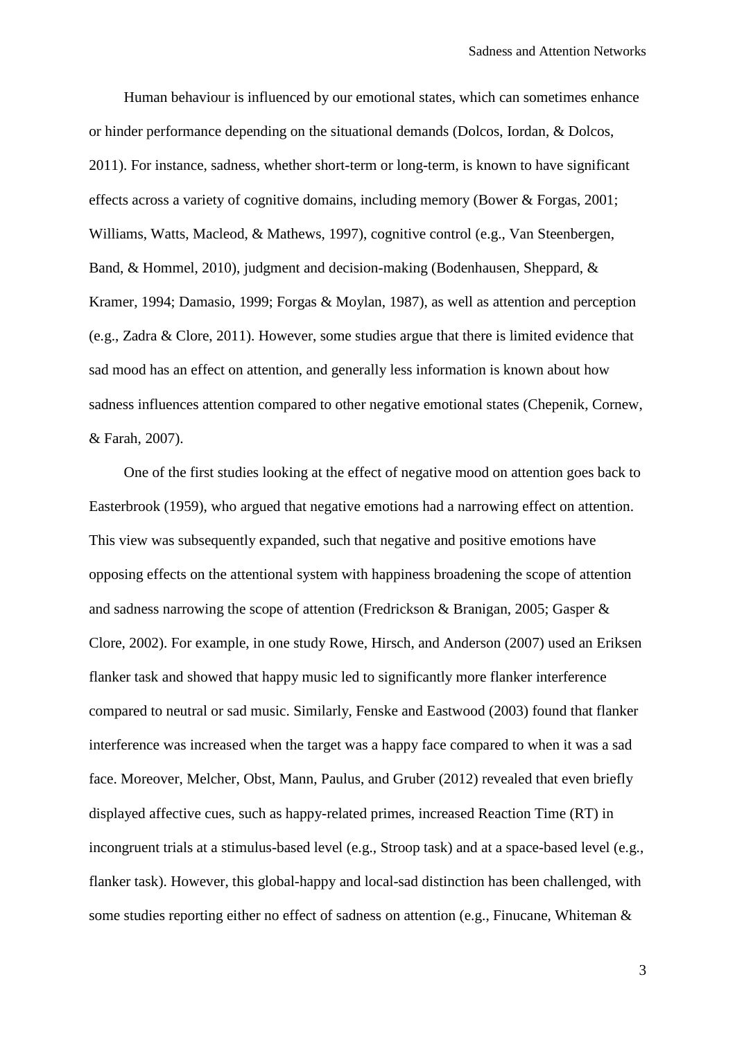Human behaviour is influenced by our emotional states, which can sometimes enhance or hinder performance depending on the situational demands (Dolcos, Iordan, & Dolcos, 2011). For instance, sadness, whether short-term or long-term, is known to have significant effects across a variety of cognitive domains, including memory (Bower & Forgas, 2001; Williams, Watts, Macleod, & Mathews, 1997), cognitive control (e.g., Van Steenbergen, Band, & Hommel, 2010), judgment and decision-making (Bodenhausen, Sheppard, & Kramer, 1994; Damasio, 1999; Forgas & Moylan, 1987), as well as attention and perception (e.g., Zadra & Clore, 2011). However, some studies argue that there is limited evidence that sad mood has an effect on attention, and generally less information is known about how sadness influences attention compared to other negative emotional states (Chepenik, Cornew, & Farah, 2007).

One of the first studies looking at the effect of negative mood on attention goes back to Easterbrook (1959), who argued that negative emotions had a narrowing effect on attention. This view was subsequently expanded, such that negative and positive emotions have opposing effects on the attentional system with happiness broadening the scope of attention and sadness narrowing the scope of attention (Fredrickson & Branigan, 2005; Gasper & Clore, 2002). For example, in one study Rowe, Hirsch, and Anderson (2007) used an Eriksen flanker task and showed that happy music led to significantly more flanker interference compared to neutral or sad music. Similarly, Fenske and Eastwood (2003) found that flanker interference was increased when the target was a happy face compared to when it was a sad face. Moreover, Melcher, Obst, Mann, Paulus, and Gruber (2012) revealed that even briefly displayed affective cues, such as happy-related primes, increased Reaction Time (RT) in incongruent trials at a stimulus-based level (e.g., Stroop task) and at a space-based level (e.g., flanker task). However, this global-happy and local-sad distinction has been challenged, with some studies reporting either no effect of sadness on attention (e.g., Finucane, Whiteman &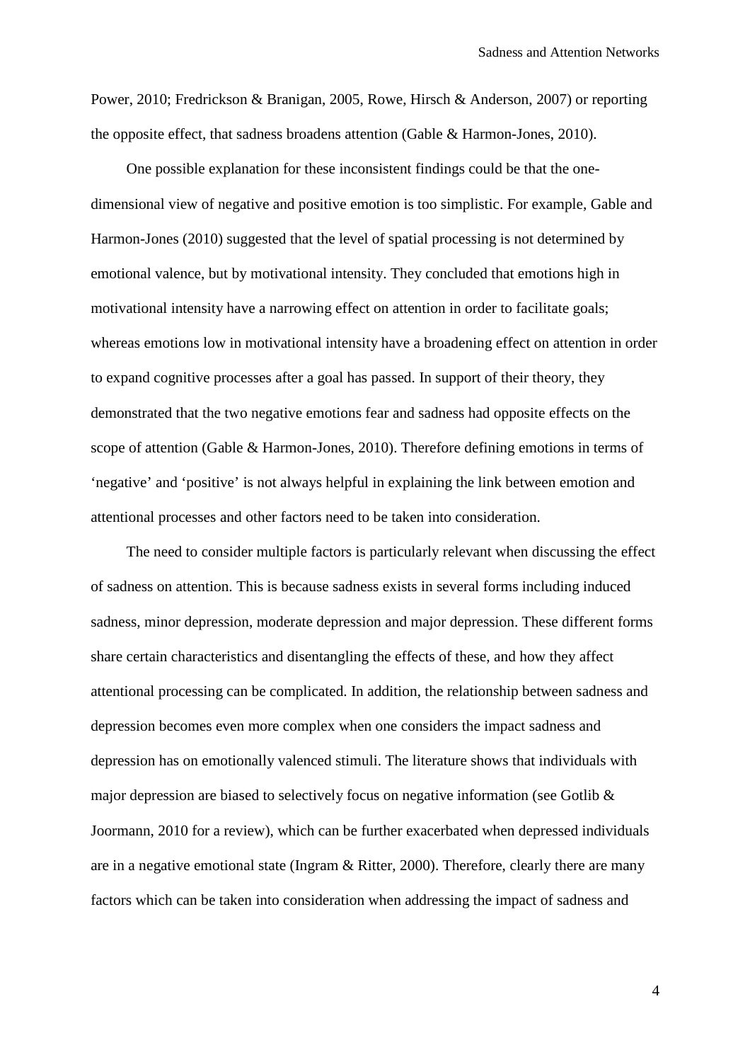Power, 2010; Fredrickson & Branigan, 2005, Rowe, Hirsch & Anderson, 2007) or reporting the opposite effect, that sadness broadens attention (Gable & Harmon-Jones, 2010).

One possible explanation for these inconsistent findings could be that the one-dimensional view of negative and positive emotion is too simplistic. For example, Gable and Harmon-Jones (2010) suggested that the level of spatial processing is not determined by emotional valence, but by motivational intensity. They concluded that emotions high in motivational intensity have a narrowing effect on attention in order to facilitate goals; whereas emotions low in motivational intensity have a broadening effect on attention in order to expand cognitive processes after a goal has passed. In support of their theory, they demonstrated that the two negative emotions fear and sadness had opposite effects on the scope of attention (Gable & Harmon-Jones, 2010). Therefore defining emotions in terms of 'negative' and 'positive' is not always helpful in explaining the link between emotion and attentional processes and other factors need to be taken into consideration.

The need to consider multiple factors is particularly relevant when discussing the effect of sadness on attention. This is because sadness exists in several forms including induced sadness, minor depression, moderate depression and major depression. These different forms share certain characteristics and disentangling the effects of these, and how they affect attentional processing can be complicated. In addition, the relationship between sadness and depression becomes even more complex when one considers the impact sadness and depression has on emotionally valenced stimuli. The literature shows that individuals with major depression are biased to selectively focus on negative information (see Gotlib & Joormann, 2010 for a review), which can be further exacerbated when depressed individuals are in a negative emotional state (Ingram & Ritter, 2000). Therefore, clearly there are many factors which can be taken into consideration when addressing the impact of sadness and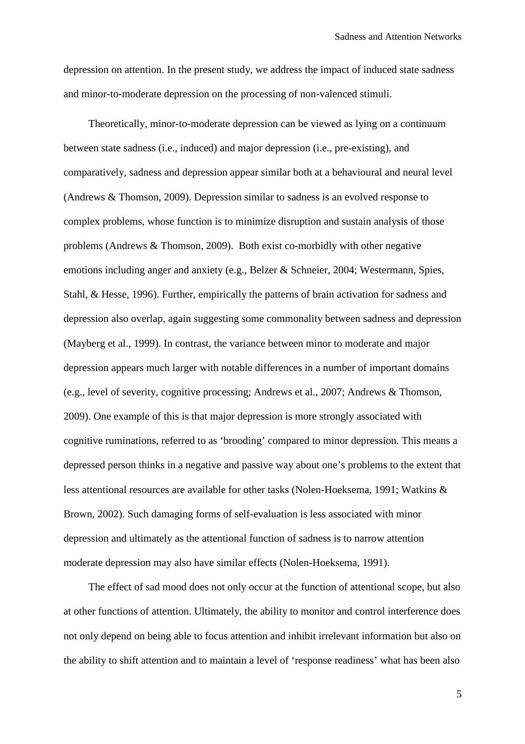depression on attention. In the present study, we address the impact of induced state sadness and minor-to-moderate depression on the processing of non-valenced stimuli.

Theoretically, minor-to-moderate depression can be viewed as lying on a continuum between state sadness (i.e., induced) and major depression (i.e., pre-existing), and comparatively, sadness and depression appear similar both at a behavioural and neural level (Andrews & Thomson, 2009). Depression similar to sadness is an evolved response to complex problems, whose function is to minimize disruption and sustain analysis of those problems (Andrews & Thomson, 2009). Both exist co-morbidly with other negative emotions including anger and anxiety (e.g., Belzer & Schneier, 2004; Westermann, Spies, Stahl, & Hesse, 1996). Further, empirically the patterns of brain activation for sadness and depression also overlap, again suggesting some commonality between sadness and depression (Mayberg et al., 1999). In contrast, the variance between minor to moderate and major depression appears much larger with notable differences in a number of important domains (e.g., level of severity, cognitive processing; Andrews et al., 2007; Andrews & Thomson, 2009). One example of this is that major depression is more strongly associated with cognitive ruminations, referred to as 'brooding' compared to minor depression. This means a depressed person thinks in a negative and passive way about one's problems to the extent that less attentional resources are available for other tasks (Nolen-Hoeksema, 1991; Watkins & Brown, 2002). Such damaging forms of self-evaluation is less associated with minor depression and ultimately as the attentional function of sadness is to narrow attention moderate depression may also have similar effects (Nolen-Hoeksema, 1991).

The effect of sad mood does not only occur at the function of attentional scope, but also at other functions of attention. Ultimately, the ability to monitor and control interference does not only depend on being able to focus attention and inhibit irrelevant information but also on the ability to shift attention and to maintain a level of 'response readiness' what has been also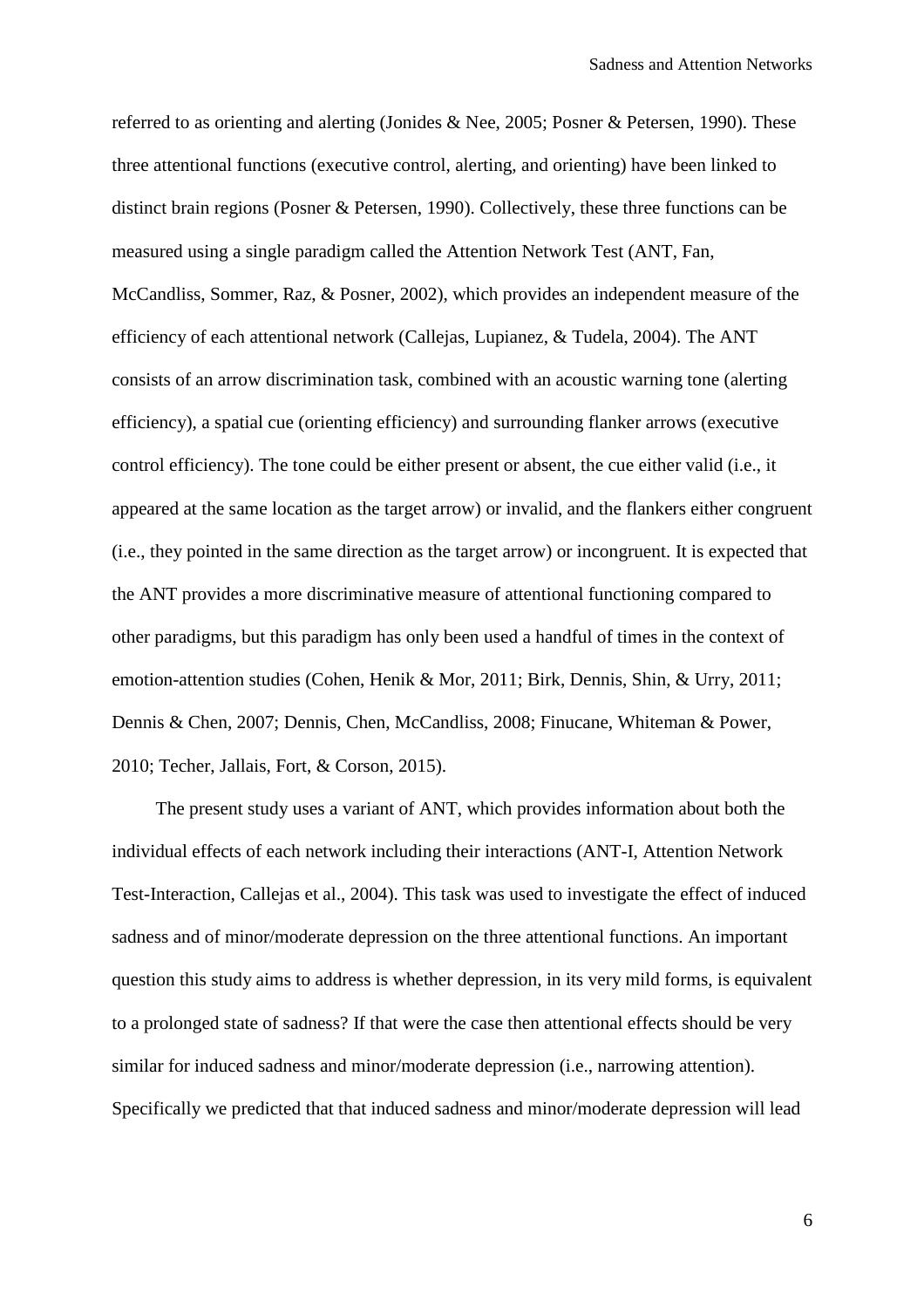referred to as orienting and alerting (Jonides & Nee, 2005; Posner & Petersen, 1990). These three attentional functions (executive control, alerting, and orienting) have been linked to distinct brain regions (Posner & Petersen, 1990). Collectively, these three functions can be measured using a single paradigm called the Attention Network Test (ANT, Fan, McCandliss, Sommer, Raz, & Posner, 2002), which provides an independent measure of the efficiency of each attentional network (Callejas, Lupianez, & Tudela, 2004). The ANT consists of an arrow discrimination task, combined with an acoustic warning tone (alerting efficiency), a spatial cue (orienting efficiency) and surrounding flanker arrows (executive control efficiency). The tone could be either present or absent, the cue either valid (i.e., it appeared at the same location as the target arrow) or invalid, and the flankers either congruent (i.e., they pointed in the same direction as the target arrow) or incongruent. It is expected that the ANT provides a more discriminative measure of attentional functioning compared to other paradigms, but this paradigm has only been used a handful of times in the context of emotion-attention studies (Cohen, Henik & Mor, 2011; Birk, Dennis, Shin, & Urry, 2011; Dennis & Chen, 2007; Dennis, Chen, McCandliss, 2008; Finucane, Whiteman & Power, 2010; Techer, Jallais, Fort, & Corson, 2015).

The present study uses a variant of ANT, which provides information about both the individual effects of each network including their interactions (ANT-I, Attention Network Test-Interaction, Callejas et al., 2004). This task was used to investigate the effect of induced sadness and of minor/moderate depression on the three attentional functions. An important question this study aims to address is whether depression, in its very mild forms, is equivalent to a prolonged state of sadness? If that were the case then attentional effects should be very similar for induced sadness and minor/moderate depression (i.e., narrowing attention). Specifically we predicted that that induced sadness and minor/moderate depression will lead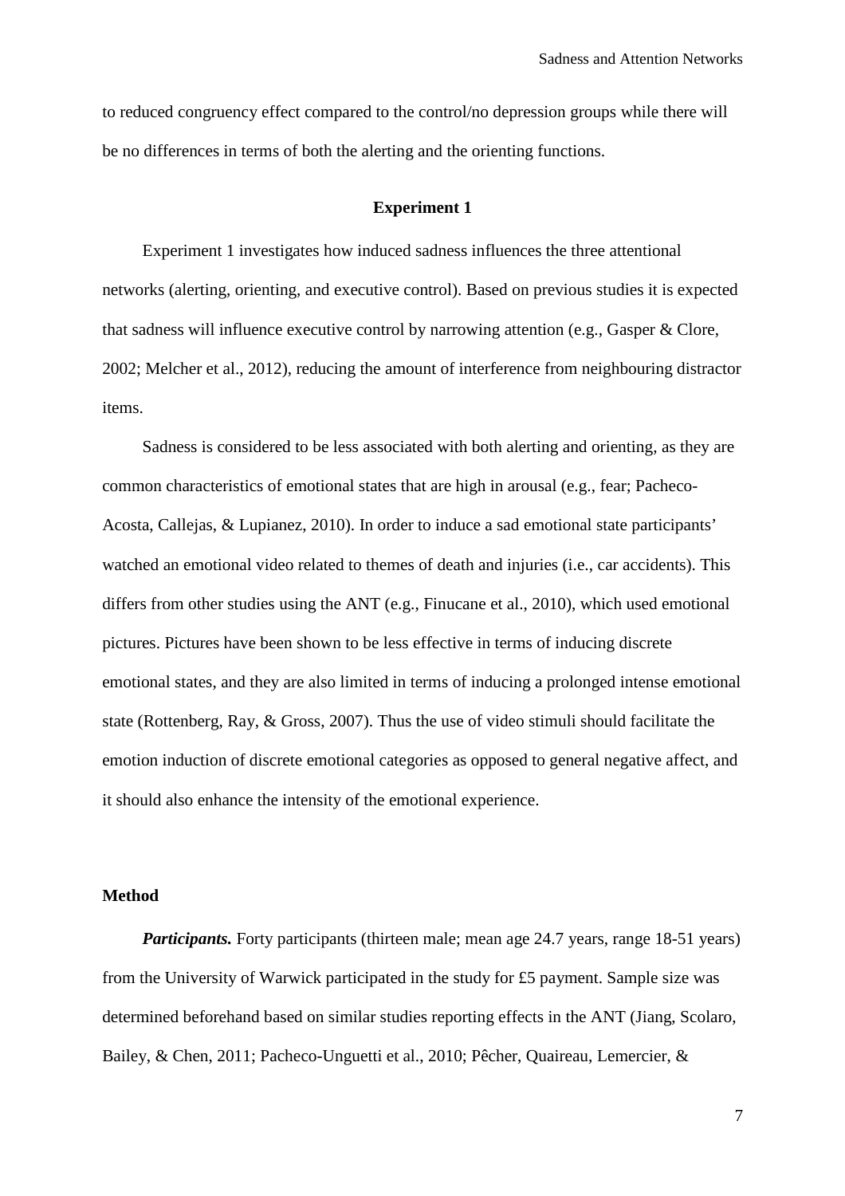to reduced congruency effect compared to the control/no depression groups while there will be no differences in terms of both the alerting and the orienting functions.

## Experiment 1

Experiment 1 investigates how induced sadness influences the three attentional networks (alerting, orienting, and executive control). Based on previous studies it is expected that sadness will influence executive control by narrowing attention (e.g., Gasper & Clore, 2002; Melcher et al., 2012), reducing the amount of interference from neighbouring distractor items.

Sadness is considered to be less associated with both alerting and orienting, as they are common characteristics of emotional states that are high in arousal (e.g., fear; Pacheco-Acosta, Callejas, & Lupianez, 2010). In order to induce a sad emotional state participants' watched an emotional video related to themes of death and injuries (i.e., car accidents). This differs from other studies using the ANT (e.g., Finucane et al., 2010), which used emotional pictures. Pictures have been shown to be less effective in terms of inducing discrete emotional states, and they are also limited in terms of inducing a prolonged intense emotional state (Rottenberg, Ray, & Gross, 2007). Thus the use of video stimuli should facilitate the emotion induction of discrete emotional categories as opposed to general negative affect, and it should also enhance the intensity of the emotional experience.

### Method

***Participants.*** Forty participants (thirteen male; mean age 24.7 years, range 18-51 years) from the University of Warwick participated in the study for £5 payment. Sample size was determined beforehand based on similar studies reporting effects in the ANT (Jiang, Scolaro, Bailey, & Chen, 2011; Pacheco-Unguetti et al., 2010; Pêcher, Quaireau, Lemercier, &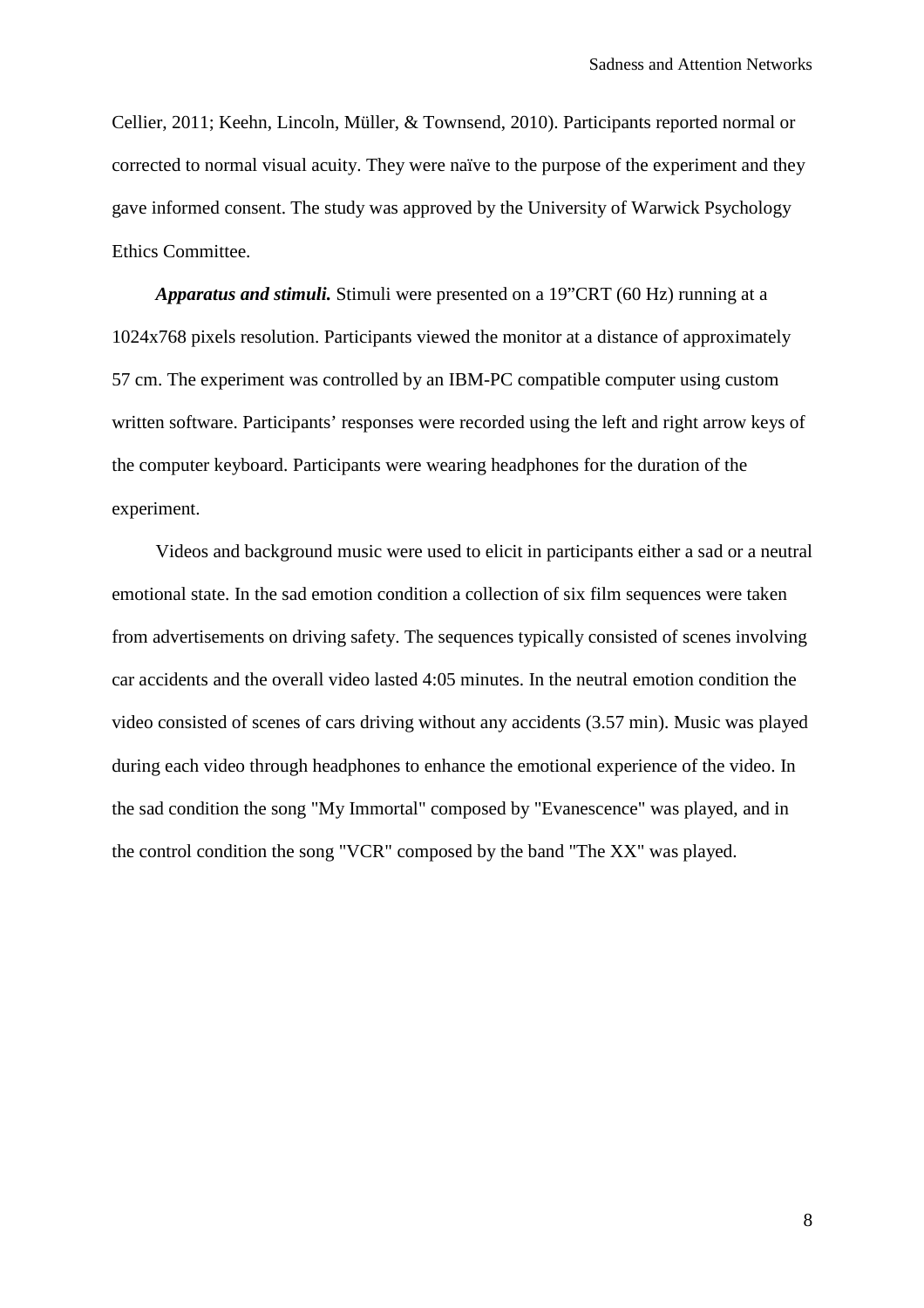Cellier, 2011; Keehn, Lincoln, Müller, & Townsend, 2010). Participants reported normal or corrected to normal visual acuity. They were naïve to the purpose of the experiment and they gave informed consent. The study was approved by the University of Warwick Psychology Ethics Committee.

***Apparatus and stimuli.*** Stimuli were presented on a 19"CRT (60 Hz) running at a 1024x768 pixels resolution. Participants viewed the monitor at a distance of approximately 57 cm. The experiment was controlled by an IBM-PC compatible computer using custom written software. Participants' responses were recorded using the left and right arrow keys of the computer keyboard. Participants were wearing headphones for the duration of the experiment.

Videos and background music were used to elicit in participants either a sad or a neutral emotional state. In the sad emotion condition a collection of six film sequences were taken from advertisements on driving safety. The sequences typically consisted of scenes involving car accidents and the overall video lasted 4:05 minutes. In the neutral emotion condition the video consisted of scenes of cars driving without any accidents (3.57 min). Music was played during each video through headphones to enhance the emotional experience of the video. In the sad condition the song "My Immortal" composed by "Evanescence" was played, and in the control condition the song "VCR" composed by the band "The XX" was played.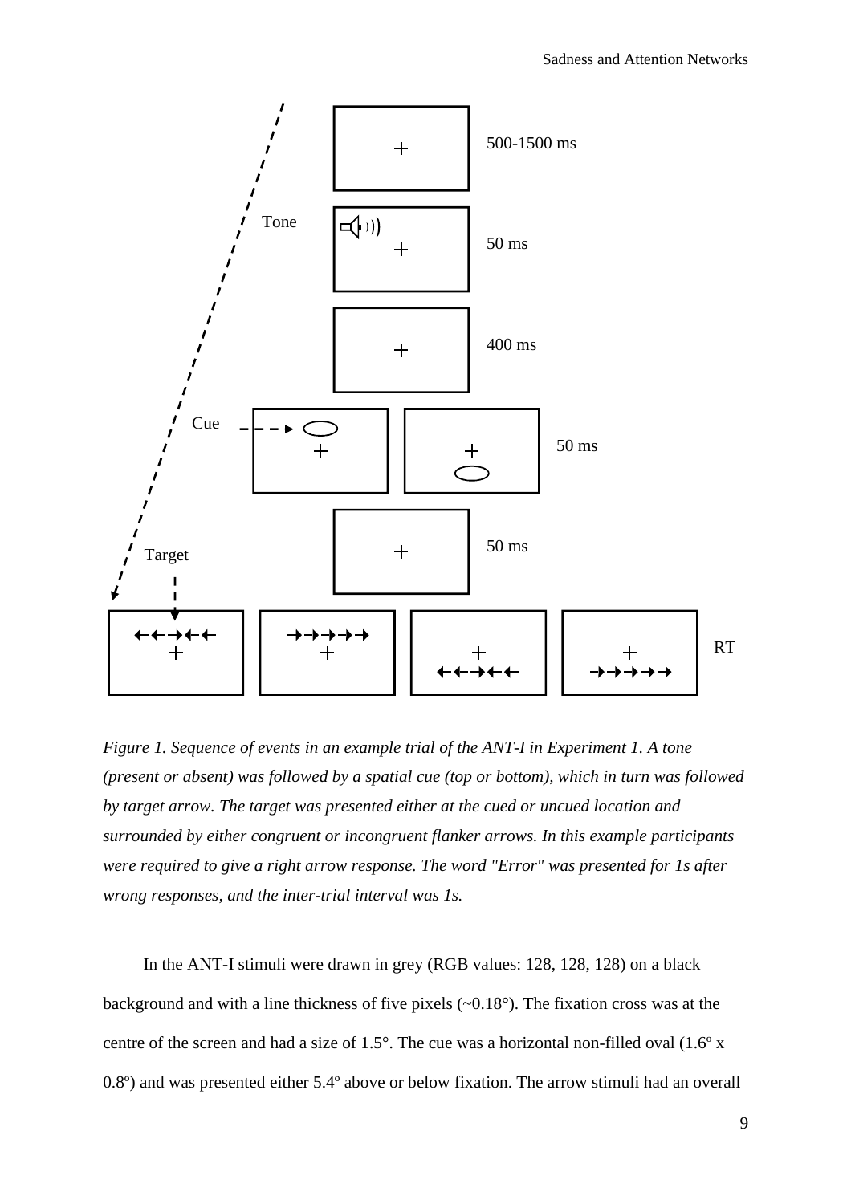*Figure 1. Sequence of events in an example trial of the ANT-I in Experiment 1. A tone (present or absent) was followed by a spatial cue (top or bottom), which in turn was followed by target arrow. The target was presented either at the cued or uncued location and surrounded by either congruent or incongruent flanker arrows. In this example participants were required to give a right arrow response. The word "Error" was presented for 1s after wrong responses, and the inter-trial interval was 1s.*

In the ANT-I stimuli were drawn in grey (RGB values: 128, 128, 128) on a black background and with a line thickness of five pixels (~0.18°). The fixation cross was at the centre of the screen and had a size of 1.5°. The cue was a horizontal non-filled oval (1.6º x 0.8º) and was presented either 5.4º above or below fixation. The arrow stimuli had an overall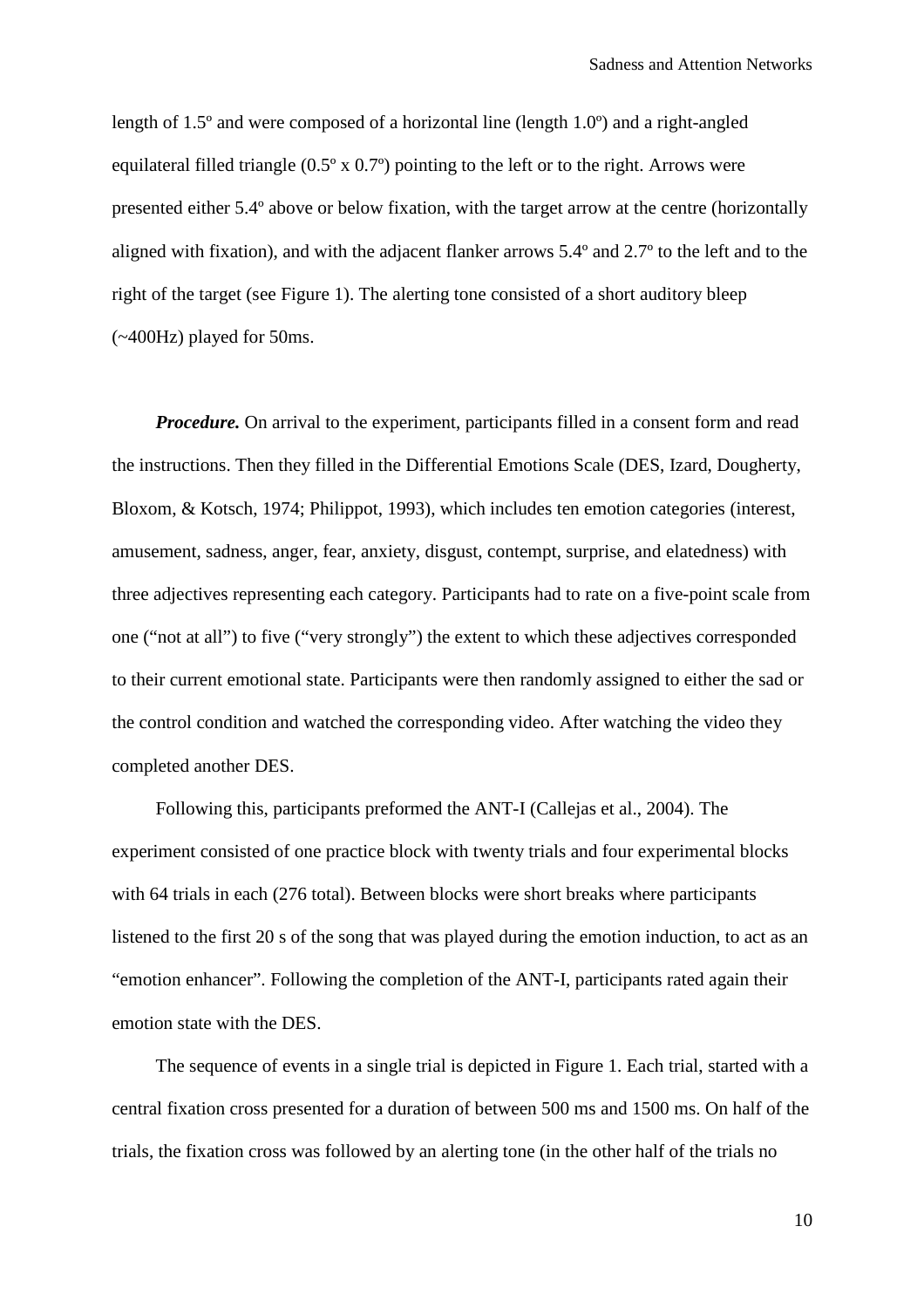length of 1.5º and were composed of a horizontal line (length 1.0º) and a right-angled equilateral filled triangle (0.5º x 0.7º) pointing to the left or to the right. Arrows were presented either 5.4º above or below fixation, with the target arrow at the centre (horizontally aligned with fixation), and with the adjacent flanker arrows 5.4º and 2.7º to the left and to the right of the target (see Figure 1). The alerting tone consisted of a short auditory bleep (~400Hz) played for 50ms.

***Procedure.*** On arrival to the experiment, participants filled in a consent form and read the instructions. Then they filled in the Differential Emotions Scale (DES, Izard, Dougherty, Bloxom, & Kotsch, 1974; Philippot, 1993), which includes ten emotion categories (interest, amusement, sadness, anger, fear, anxiety, disgust, contempt, surprise, and elatedness) with three adjectives representing each category. Participants had to rate on a five-point scale from one ("not at all") to five ("very strongly") the extent to which these adjectives corresponded to their current emotional state. Participants were then randomly assigned to either the sad or the control condition and watched the corresponding video. After watching the video they completed another DES.

Following this, participants preformed the ANT-I (Callejas et al., 2004). The experiment consisted of one practice block with twenty trials and four experimental blocks with 64 trials in each (276 total). Between blocks were short breaks where participants listened to the first 20 s of the song that was played during the emotion induction, to act as an "emotion enhancer". Following the completion of the ANT-I, participants rated again their emotion state with the DES.

The sequence of events in a single trial is depicted in Figure 1. Each trial, started with a central fixation cross presented for a duration of between 500 ms and 1500 ms. On half of the trials, the fixation cross was followed by an alerting tone (in the other half of the trials no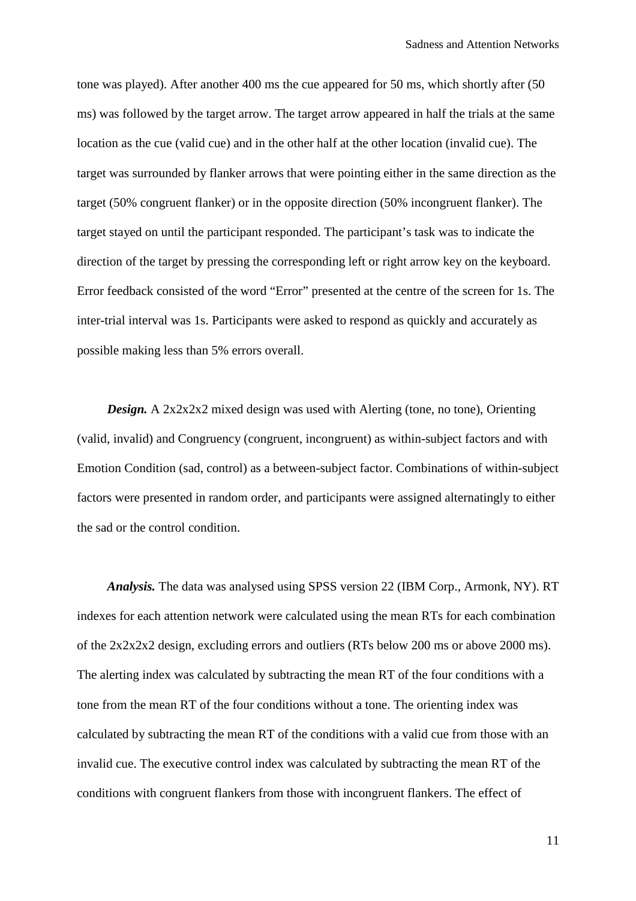tone was played). After another 400 ms the cue appeared for 50 ms, which shortly after (50 ms) was followed by the target arrow. The target arrow appeared in half the trials at the same location as the cue (valid cue) and in the other half at the other location (invalid cue). The target was surrounded by flanker arrows that were pointing either in the same direction as the target (50% congruent flanker) or in the opposite direction (50% incongruent flanker). The target stayed on until the participant responded. The participant's task was to indicate the direction of the target by pressing the corresponding left or right arrow key on the keyboard. Error feedback consisted of the word "Error" presented at the centre of the screen for 1s. The inter-trial interval was 1s. Participants were asked to respond as quickly and accurately as possible making less than 5% errors overall.

***Design.*** A 2x2x2x2 mixed design was used with Alerting (tone, no tone), Orienting (valid, invalid) and Congruency (congruent, incongruent) as within-subject factors and with Emotion Condition (sad, control) as a between-subject factor. Combinations of within-subject factors were presented in random order, and participants were assigned alternatingly to either the sad or the control condition.

***Analysis.*** The data was analysed using SPSS version 22 (IBM Corp., Armonk, NY). RT indexes for each attention network were calculated using the mean RTs for each combination of the 2x2x2x2 design, excluding errors and outliers (RTs below 200 ms or above 2000 ms). The alerting index was calculated by subtracting the mean RT of the four conditions with a tone from the mean RT of the four conditions without a tone. The orienting index was calculated by subtracting the mean RT of the conditions with a valid cue from those with an invalid cue. The executive control index was calculated by subtracting the mean RT of the conditions with congruent flankers from those with incongruent flankers. The effect of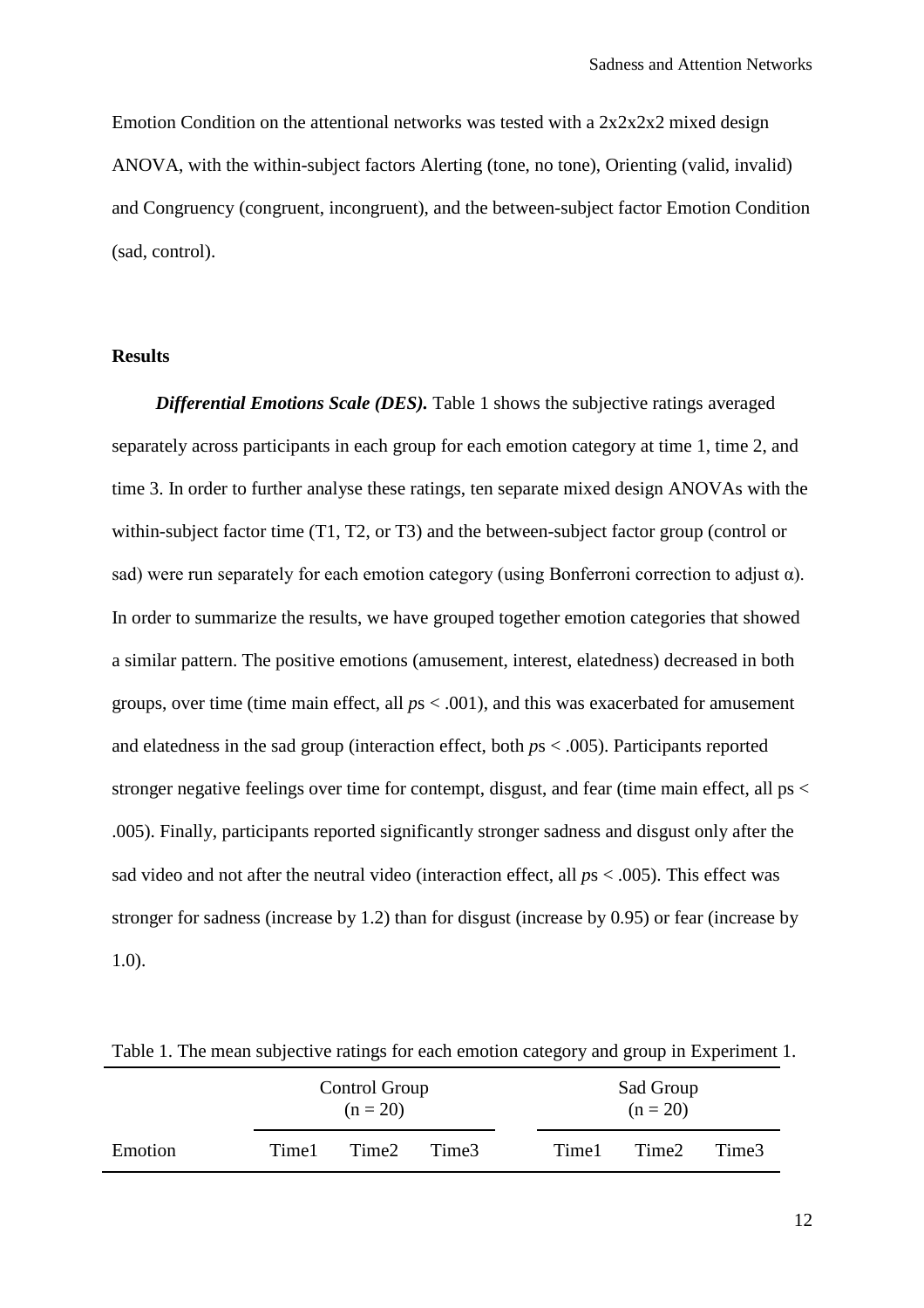Emotion Condition on the attentional networks was tested with a 2x2x2x2 mixed design ANOVA, with the within-subject factors Alerting (tone, no tone), Orienting (valid, invalid) and Congruency (congruent, incongruent), and the between-subject factor Emotion Condition (sad, control).

## Results

***Differential Emotions Scale (DES).*** Table 1 shows the subjective ratings averaged separately across participants in each group for each emotion category at time 1, time 2, and time 3. In order to further analyse these ratings, ten separate mixed design ANOVAs with the within-subject factor time (T1, T2, or T3) and the between-subject factor group (control or sad) were run separately for each emotion category (using Bonferroni correction to adjust α). In order to summarize the results, we have grouped together emotion categories that showed a similar pattern. The positive emotions (amusement, interest, elatedness) decreased in both groups, over time (time main effect, all *p*s $< .001$), and this was exacerbated for amusement and elatedness in the sad group (interaction effect, both *p*s $< .005$). Participants reported stronger negative feelings over time for contempt, disgust, and fear (time main effect, all ps $<$ .005). Finally, participants reported significantly stronger sadness and disgust only after the sad video and not after the neutral video (interaction effect, all *p*s $< .005$). This effect was stronger for sadness (increase by 1.2) than for disgust (increase by 0.95) or fear (increase by 1.0).

Table 1. The mean subjective ratings for each emotion category and group in Experiment 1.

| | Control Group (n = 20) | | | Sad Group (n = 20) | | |
|---|---|---|---|---|---|---|
| Emotion | Time1 | Time2 | Time3 | Time1 | Time2 | Time3 |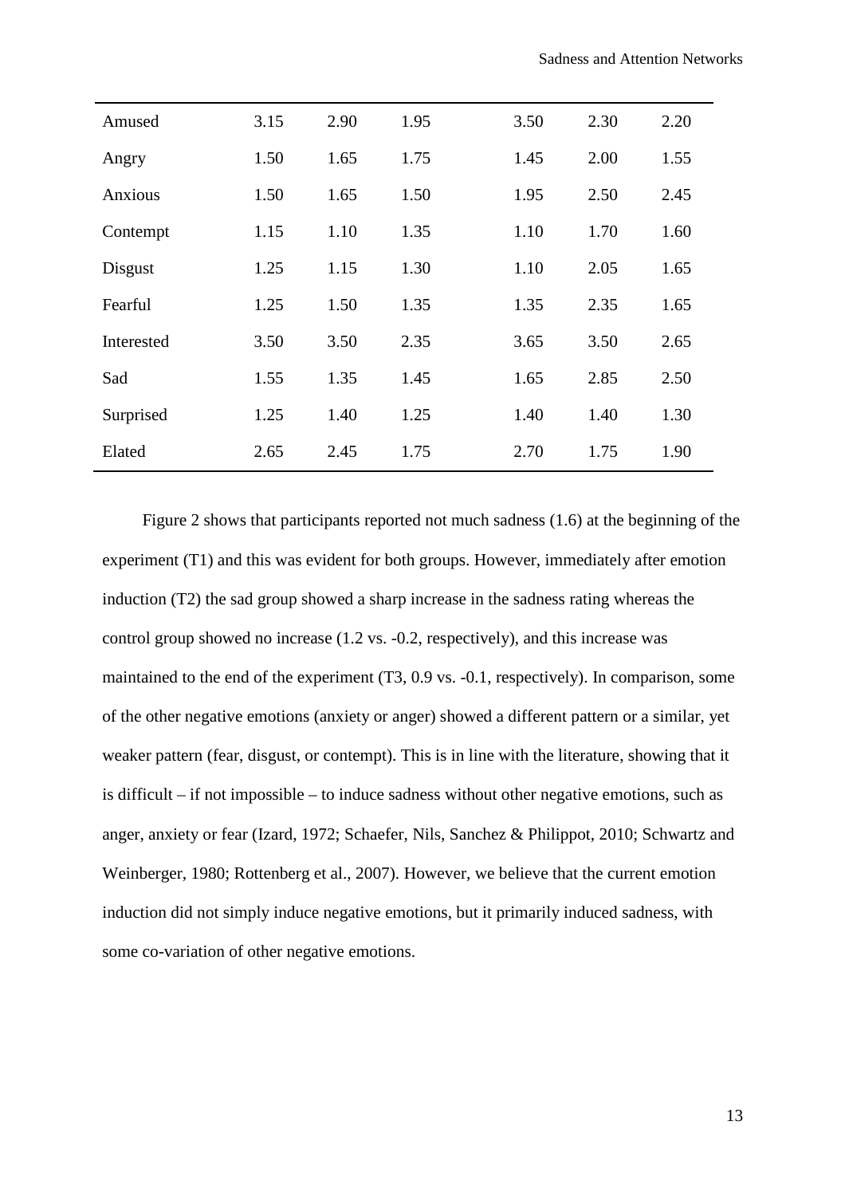| | | | | | | |
|---|---|---|---|---|---|---|
| Amused | 3.15 | 2.90 | 1.95 | 3.50 | 2.30 | 2.20 |
| Angry | 1.50 | 1.65 | 1.75 | 1.45 | 2.00 | 1.55 |
| Anxious | 1.50 | 1.65 | 1.50 | 1.95 | 2.50 | 2.45 |
| Contempt | 1.15 | 1.10 | 1.35 | 1.10 | 1.70 | 1.60 |
| Disgust | 1.25 | 1.15 | 1.30 | 1.10 | 2.05 | 1.65 |
| Fearful | 1.25 | 1.50 | 1.35 | 1.35 | 2.35 | 1.65 |
| Interested | 3.50 | 3.50 | 2.35 | 3.65 | 3.50 | 2.65 |
| Sad | 1.55 | 1.35 | 1.45 | 1.65 | 2.85 | 2.50 |
| Surprised | 1.25 | 1.40 | 1.25 | 1.40 | 1.40 | 1.30 |
| Elated | 2.65 | 2.45 | 1.75 | 2.70 | 1.75 | 1.90 |

Figure 2 shows that participants reported not much sadness (1.6) at the beginning of the experiment (T1) and this was evident for both groups. However, immediately after emotion induction (T2) the sad group showed a sharp increase in the sadness rating whereas the control group showed no increase (1.2 vs. -0.2, respectively), and this increase was maintained to the end of the experiment (T3, 0.9 vs. -0.1, respectively). In comparison, some of the other negative emotions (anxiety or anger) showed a different pattern or a similar, yet weaker pattern (fear, disgust, or contempt). This is in line with the literature, showing that it is difficult – if not impossible – to induce sadness without other negative emotions, such as anger, anxiety or fear (Izard, 1972; Schaefer, Nils, Sanchez & Philippot, 2010; Schwartz and Weinberger, 1980; Rottenberg et al., 2007). However, we believe that the current emotion induction did not simply induce negative emotions, but it primarily induced sadness, with some co-variation of other negative emotions.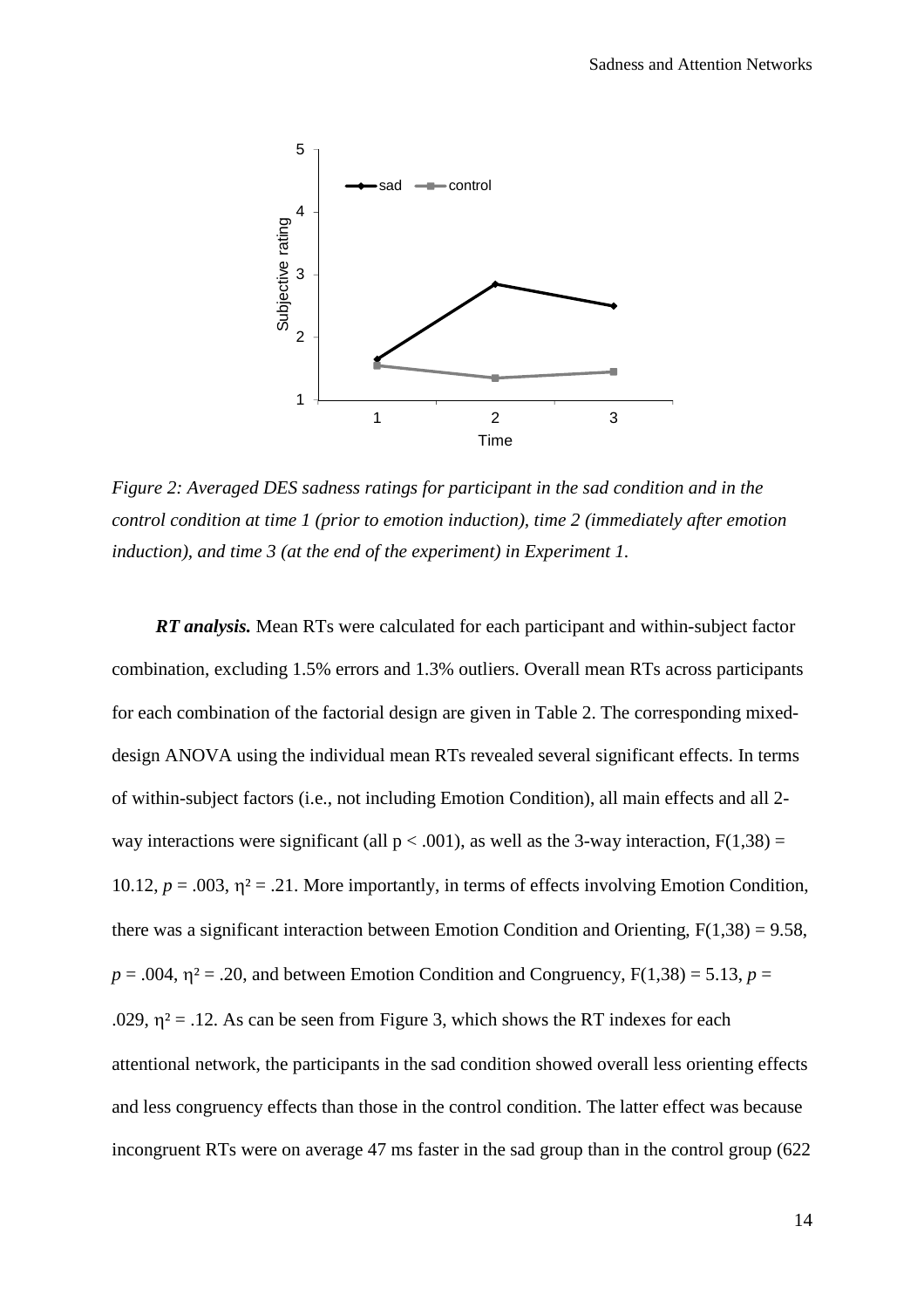*Figure 2: Averaged DES sadness ratings for participant in the sad condition and in the control condition at time 1 (prior to emotion induction), time 2 (immediately after emotion induction), and time 3 (at the end of the experiment) in Experiment 1.*

***RT analysis.*** Mean RTs were calculated for each participant and within-subject factor combination, excluding 1.5% errors and 1.3% outliers. Overall mean RTs across participants for each combination of the factorial design are given in Table 2. The corresponding mixed-design ANOVA using the individual mean RTs revealed several significant effects. In terms of within-subject factors (i.e., not including Emotion Condition), all main effects and all 2-way interactions were significant (all $p < .001$), as well as the 3-way interaction, $F(1,38) = 10.12$, $p = .003$, $\eta^2 = .21$. More importantly, in terms of effects involving Emotion Condition, there was a significant interaction between Emotion Condition and Orienting, $F(1,38) = 9.58$, $p = .004$, $\eta^2 = .20$, and between Emotion Condition and Congruency, $F(1,38) = 5.13$, $p = .029$, $\eta^2 = .12$. As can be seen from Figure 3, which shows the RT indexes for each attentional network, the participants in the sad condition showed overall less orienting effects and less congruency effects than those in the control condition. The latter effect was because incongruent RTs were on average 47 ms faster in the sad group than in the control group (622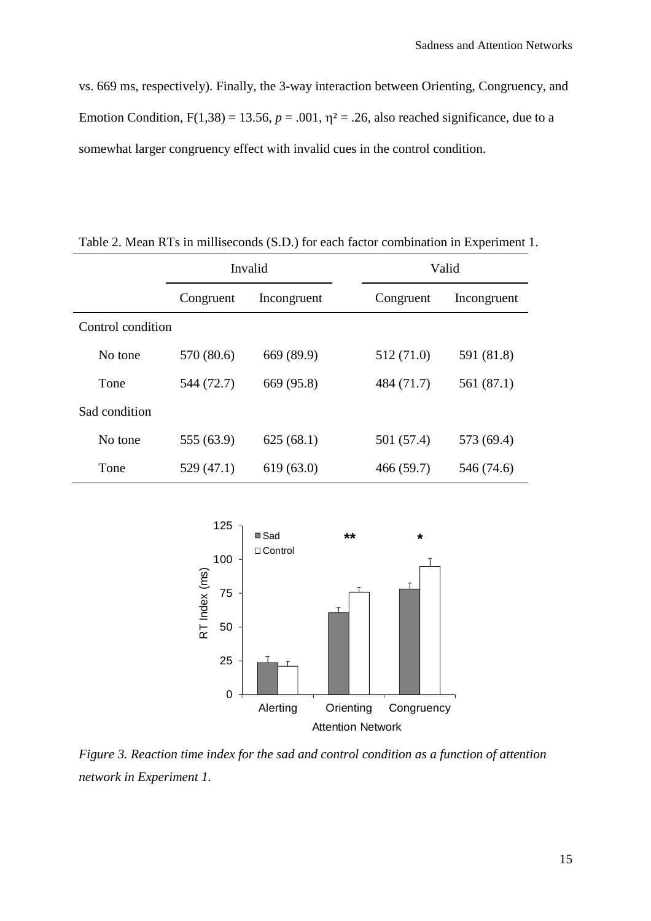vs. 669 ms, respectively). Finally, the 3-way interaction between Orienting, Congruency, and Emotion Condition, $F(1,38) = 13.56$, $p = .001$, $\eta^2 = .26$, also reached significance, due to a somewhat larger congruency effect with invalid cues in the control condition.

Table 2. Mean RTs in milliseconds (S.D.) for each factor combination in Experiment 1.

| | Invalid | | Valid | |
|---|---|---|---|---|
| | Congruent | Incongruent | Congruent | Incongruent |
| Control condition | | | | |
| No tone | 570 (80.6) | 669 (89.9) | 512 (71.0) | 591 (81.8) |
| Tone | 544 (72.7) | 669 (95.8) | 484 (71.7) | 561 (87.1) |
| Sad condition | | | | |
| No tone | 555 (63.9) | 625 (68.1) | 501 (57.4) | 573 (69.4) |
| Tone | 529 (47.1) | 619 (63.0) | 466 (59.7) | 546 (74.6) |

*Figure 3. Reaction time index for the sad and control condition as a function of attention network in Experiment 1.*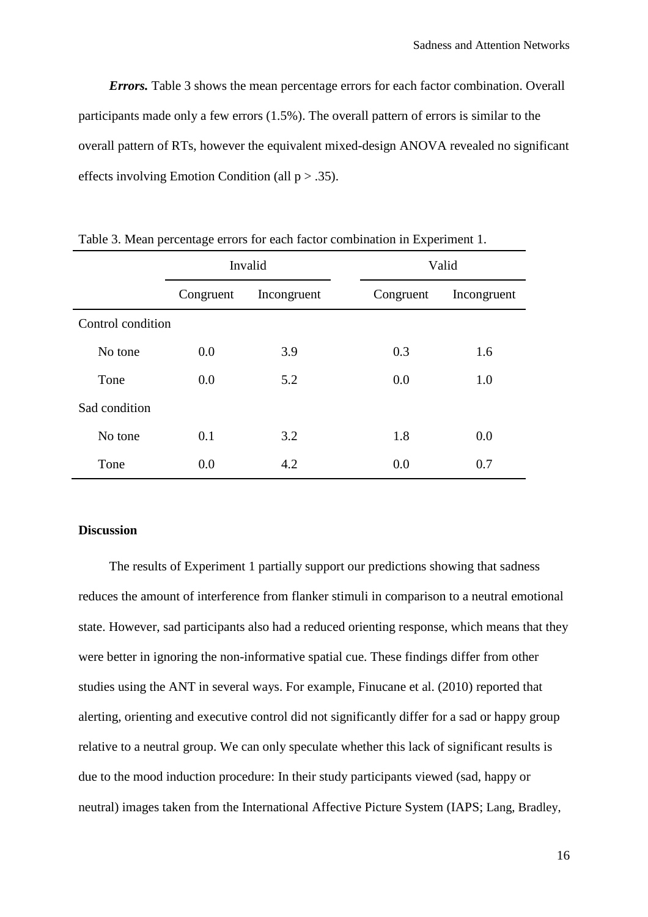***Errors.*** Table 3 shows the mean percentage errors for each factor combination. Overall participants made only a few errors (1.5%). The overall pattern of errors is similar to the overall pattern of RTs, however the equivalent mixed-design ANOVA revealed no significant effects involving Emotion Condition (all $p > .35$).

Table 3. Mean percentage errors for each factor combination in Experiment 1.

| | Invalid | | Valid | |
|---|---|---|---|---|
| | Congruent | Incongruent | Congruent | Incongruent |
| Control condition | | | | |
| No tone | 0.0 | 3.9 | 0.3 | 1.6 |
| Tone | 0.0 | 5.2 | 0.0 | 1.0 |
| Sad condition | | | | |
| No tone | 0.1 | 3.2 | 1.8 | 0.0 |
| Tone | 0.0 | 4.2 | 0.0 | 0.7 |

**Discussion**

The results of Experiment 1 partially support our predictions showing that sadness reduces the amount of interference from flanker stimuli in comparison to a neutral emotional state. However, sad participants also had a reduced orienting response, which means that they were better in ignoring the non-informative spatial cue. These findings differ from other studies using the ANT in several ways. For example, Finucane et al. (2010) reported that alerting, orienting and executive control did not significantly differ for a sad or happy group relative to a neutral group. We can only speculate whether this lack of significant results is due to the mood induction procedure: In their study participants viewed (sad, happy or neutral) images taken from the International Affective Picture System (IAPS; Lang, Bradley,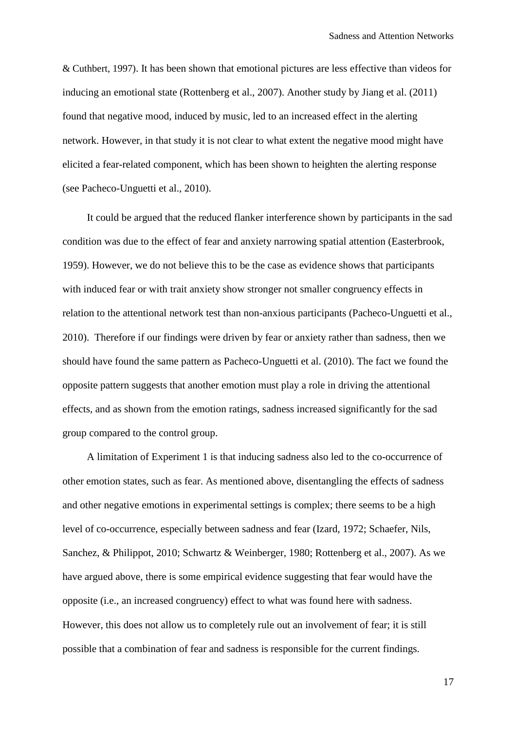& Cuthbert, 1997). It has been shown that emotional pictures are less effective than videos for inducing an emotional state (Rottenberg et al., 2007). Another study by Jiang et al. (2011) found that negative mood, induced by music, led to an increased effect in the alerting network. However, in that study it is not clear to what extent the negative mood might have elicited a fear-related component, which has been shown to heighten the alerting response (see Pacheco-Unguetti et al., 2010).

It could be argued that the reduced flanker interference shown by participants in the sad condition was due to the effect of fear and anxiety narrowing spatial attention (Easterbrook, 1959). However, we do not believe this to be the case as evidence shows that participants with induced fear or with trait anxiety show stronger not smaller congruency effects in relation to the attentional network test than non-anxious participants (Pacheco-Unguetti et al., 2010). Therefore if our findings were driven by fear or anxiety rather than sadness, then we should have found the same pattern as Pacheco-Unguetti et al. (2010). The fact we found the opposite pattern suggests that another emotion must play a role in driving the attentional effects, and as shown from the emotion ratings, sadness increased significantly for the sad group compared to the control group.

A limitation of Experiment 1 is that inducing sadness also led to the co-occurrence of other emotion states, such as fear. As mentioned above, disentangling the effects of sadness and other negative emotions in experimental settings is complex; there seems to be a high level of co-occurrence, especially between sadness and fear (Izard, 1972; Schaefer, Nils, Sanchez, & Philippot, 2010; Schwartz & Weinberger, 1980; Rottenberg et al., 2007). As we have argued above, there is some empirical evidence suggesting that fear would have the opposite (i.e., an increased congruency) effect to what was found here with sadness. However, this does not allow us to completely rule out an involvement of fear; it is still possible that a combination of fear and sadness is responsible for the current findings.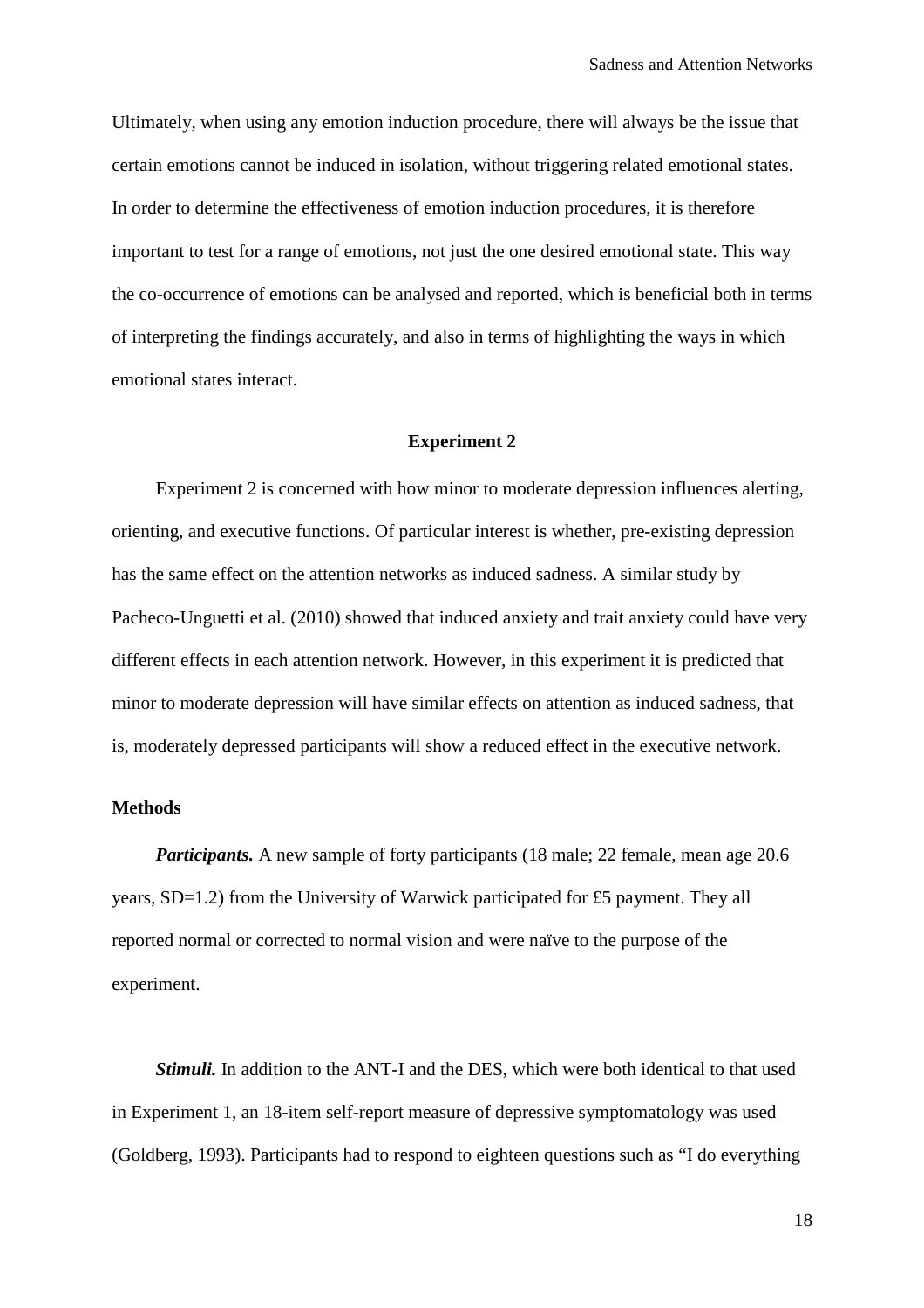Ultimately, when using any emotion induction procedure, there will always be the issue that certain emotions cannot be induced in isolation, without triggering related emotional states. In order to determine the effectiveness of emotion induction procedures, it is therefore important to test for a range of emotions, not just the one desired emotional state. This way the co-occurrence of emotions can be analysed and reported, which is beneficial both in terms of interpreting the findings accurately, and also in terms of highlighting the ways in which emotional states interact.

## Experiment 2

Experiment 2 is concerned with how minor to moderate depression influences alerting, orienting, and executive functions. Of particular interest is whether, pre-existing depression has the same effect on the attention networks as induced sadness. A similar study by Pacheco-Unguetti et al. (2010) showed that induced anxiety and trait anxiety could have very different effects in each attention network. However, in this experiment it is predicted that minor to moderate depression will have similar effects on attention as induced sadness, that is, moderately depressed participants will show a reduced effect in the executive network.

### Methods

***Participants.*** A new sample of forty participants (18 male; 22 female, mean age 20.6 years, SD=1.2) from the University of Warwick participated for £5 payment. They all reported normal or corrected to normal vision and were naïve to the purpose of the experiment.

***Stimuli.*** In addition to the ANT-I and the DES, which were both identical to that used in Experiment 1, an 18-item self-report measure of depressive symptomatology was used (Goldberg, 1993). Participants had to respond to eighteen questions such as "I do everything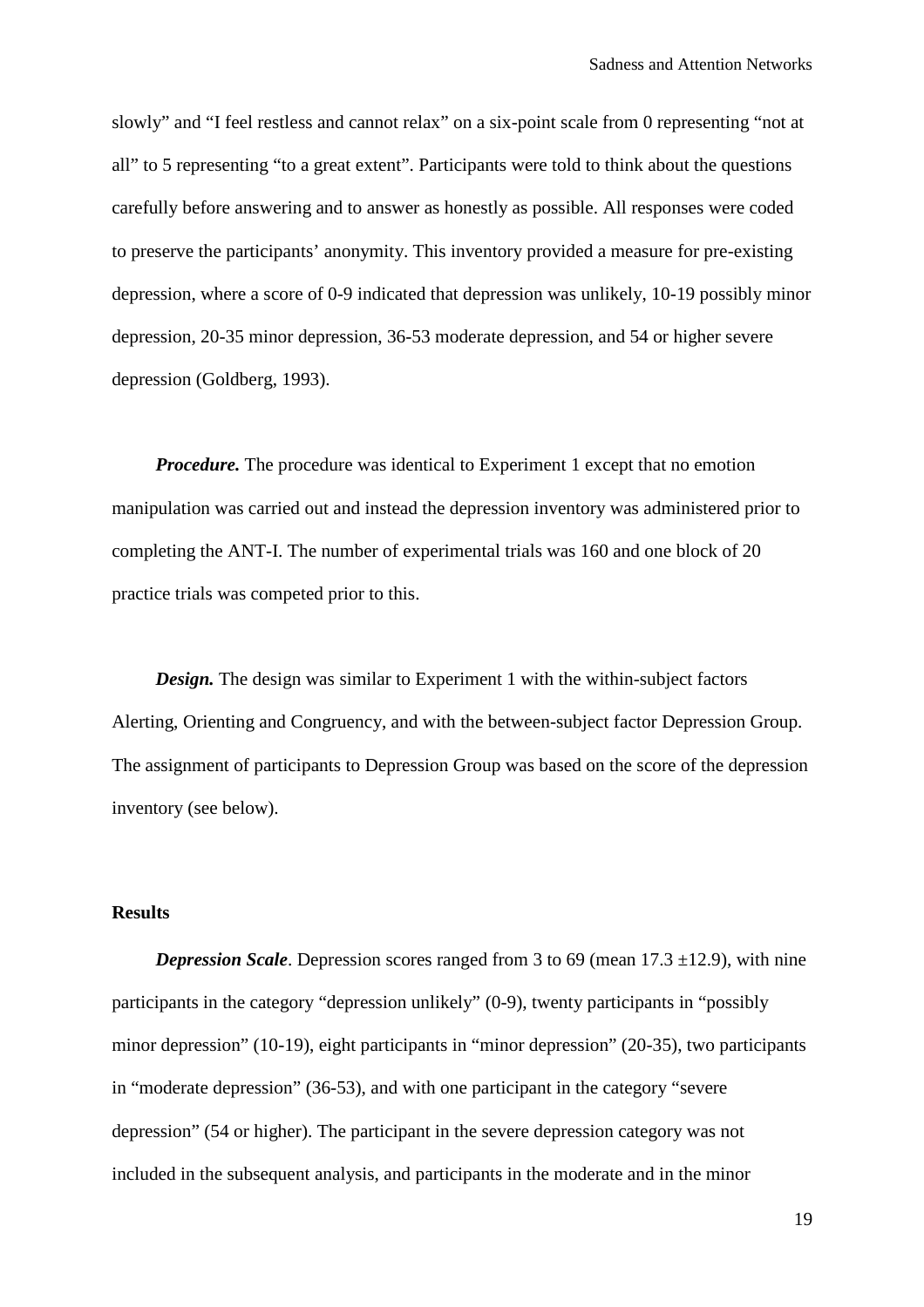slowly" and "I feel restless and cannot relax" on a six-point scale from 0 representing "not at all" to 5 representing "to a great extent". Participants were told to think about the questions carefully before answering and to answer as honestly as possible. All responses were coded to preserve the participants' anonymity. This inventory provided a measure for pre-existing depression, where a score of 0-9 indicated that depression was unlikely, 10-19 possibly minor depression, 20-35 minor depression, 36-53 moderate depression, and 54 or higher severe depression (Goldberg, 1993).

***Procedure.*** The procedure was identical to Experiment 1 except that no emotion manipulation was carried out and instead the depression inventory was administered prior to completing the ANT-I. The number of experimental trials was 160 and one block of 20 practice trials was competed prior to this.

***Design.*** The design was similar to Experiment 1 with the within-subject factors Alerting, Orienting and Congruency, and with the between-subject factor Depression Group. The assignment of participants to Depression Group was based on the score of the depression inventory (see below).

**Results**

***Depression Scale***. Depression scores ranged from 3 to 69 (mean 17.3 ±12.9), with nine participants in the category "depression unlikely" (0-9), twenty participants in "possibly minor depression" (10-19), eight participants in "minor depression" (20-35), two participants in "moderate depression" (36-53), and with one participant in the category "severe depression" (54 or higher). The participant in the severe depression category was not included in the subsequent analysis, and participants in the moderate and in the minor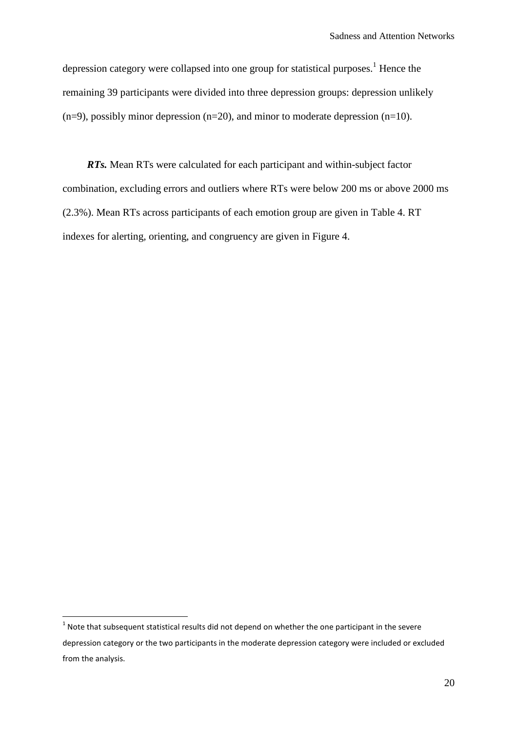depression category were collapsed into one group for statistical purposes.[1] Hence the remaining 39 participants were divided into three depression groups: depression unlikely (n=9), possibly minor depression (n=20), and minor to moderate depression (n=10).

***RTs.*** Mean RTs were calculated for each participant and within-subject factor combination, excluding errors and outliers where RTs were below 200 ms or above 2000 ms (2.3%). Mean RTs across participants of each emotion group are given in Table 4. RT indexes for alerting, orienting, and congruency are given in Figure 4.

---

[1] Note that subsequent statistical results did not depend on whether the one participant in the severe depression category or the two participants in the moderate depression category were included or excluded from the analysis.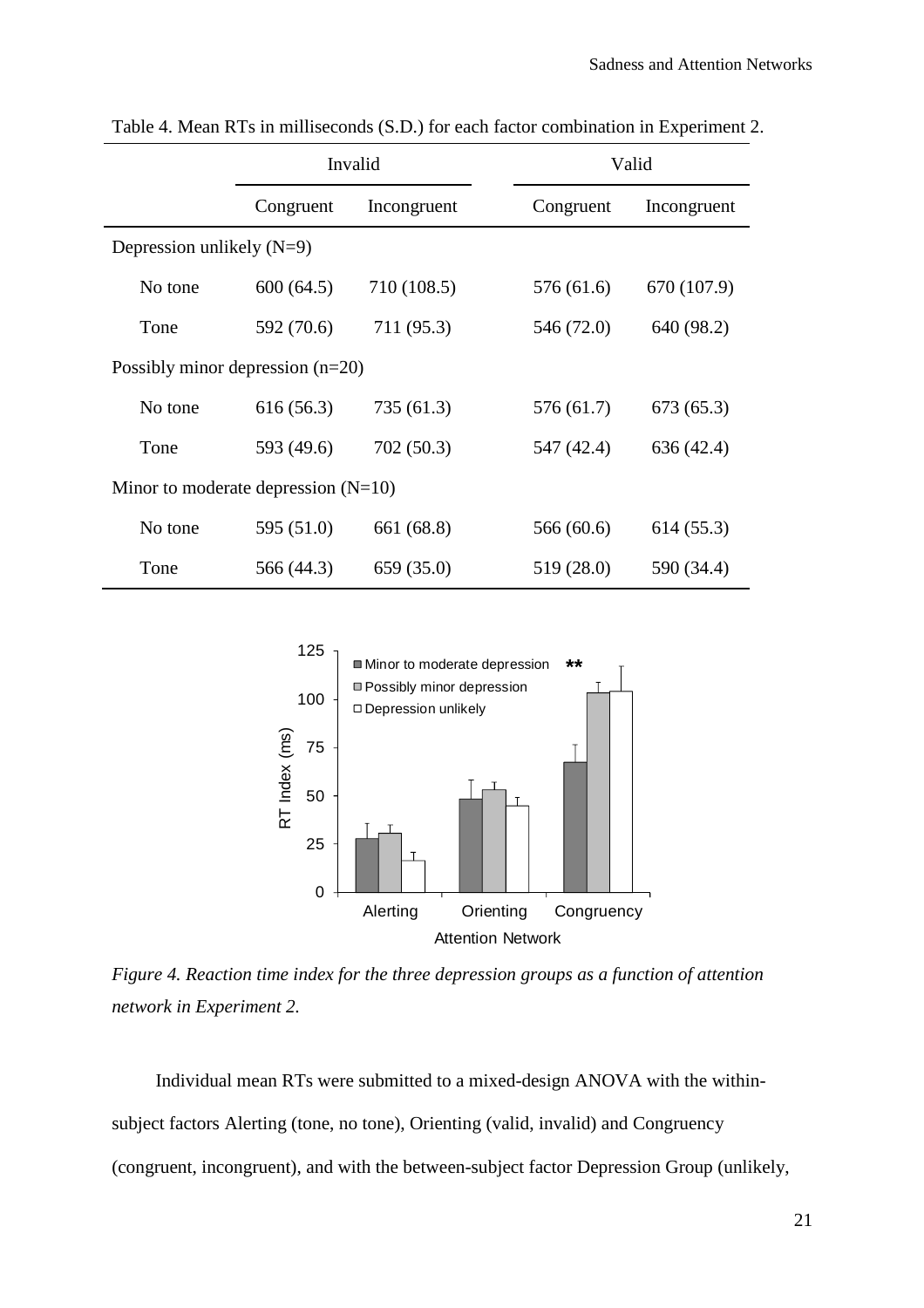Table 4. Mean RTs in milliseconds (S.D.) for each factor combination in Experiment 2.

| | Invalid | | Valid | |
|---|---|---|---|---|
| | Congruent | Incongruent | Congruent | Incongruent |
| Depression unlikely (N=9) | | | | |
| No tone | 600 (64.5) | 710 (108.5) | 576 (61.6) | 670 (107.9) |
| Tone | 592 (70.6) | 711 (95.3) | 546 (72.0) | 640 (98.2) |
| Possibly minor depression (n=20) | | | | |
| No tone | 616 (56.3) | 735 (61.3) | 576 (61.7) | 673 (65.3) |
| Tone | 593 (49.6) | 702 (50.3) | 547 (42.4) | 636 (42.4) |
| Minor to moderate depression (N=10) | | | | |
| No tone | 595 (51.0) | 661 (68.8) | 566 (60.6) | 614 (55.3) |
| Tone | 566 (44.3) | 659 (35.0) | 519 (28.0) | 590 (34.4) |

*Figure 4. Reaction time index for the three depression groups as a function of attention network in Experiment 2.*

Individual mean RTs were submitted to a mixed-design ANOVA with the within-subject factors Alerting (tone, no tone), Orienting (valid, invalid) and Congruency (congruent, incongruent), and with the between-subject factor Depression Group (unlikely,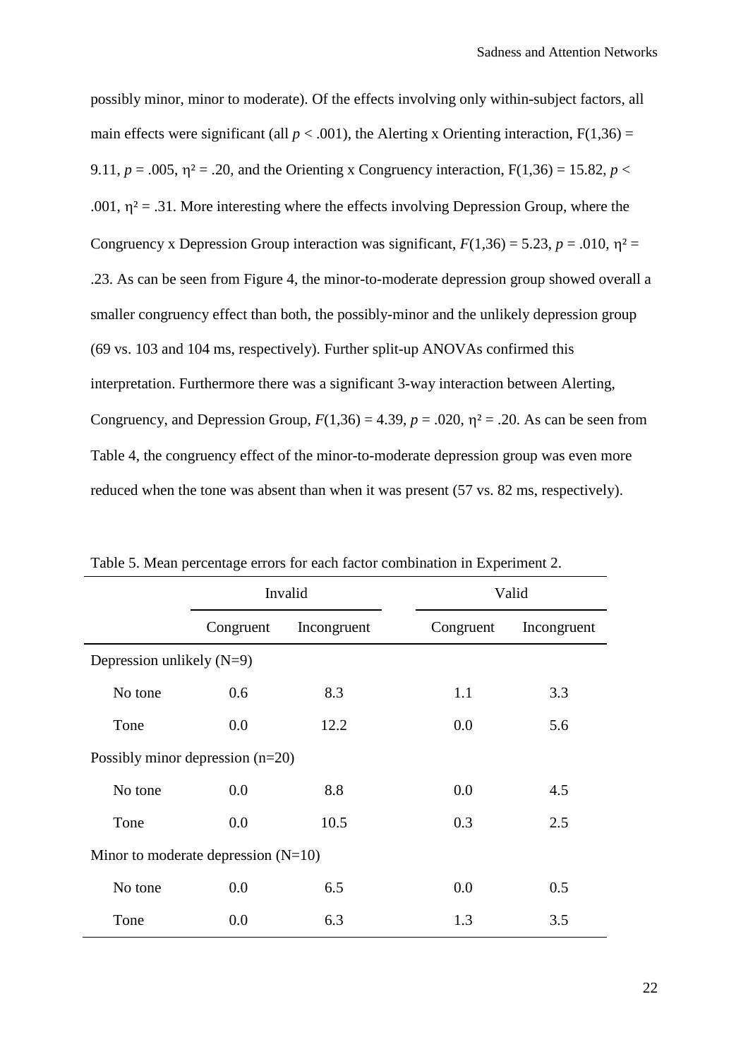possibly minor, minor to moderate). Of the effects involving only within-subject factors, all main effects were significant (all $p < .001$), the Alerting x Orienting interaction, $F(1,36) = 9.11$, $p = .005$, $\eta^2 = .20$, and the Orienting x Congruency interaction, $F(1,36) = 15.82$, $p < .001$, $\eta^2 = .31$. More interesting where the effects involving Depression Group, where the Congruency x Depression Group interaction was significant, $F(1,36) = 5.23$, $p = .010$, $\eta^2 = .23$. As can be seen from Figure 4, the minor-to-moderate depression group showed overall a smaller congruency effect than both, the possibly-minor and the unlikely depression group (69 vs. 103 and 104 ms, respectively). Further split-up ANOVAs confirmed this interpretation. Furthermore there was a significant 3-way interaction between Alerting, Congruency, and Depression Group, $F(1,36) = 4.39$, $p = .020$, $\eta^2 = .20$. As can be seen from Table 4, the congruency effect of the minor-to-moderate depression group was even more reduced when the tone was absent than when it was present (57 vs. 82 ms, respectively).

Table 5. Mean percentage errors for each factor combination in Experiment 2.

| | Invalid | | Valid | |
|---|---|---|---|---|
| | Congruent | Incongruent | Congruent | Incongruent |
| Depression unlikely (N=9) | | | | |
| No tone | 0.6 | 8.3 | 1.1 | 3.3 |
| Tone | 0.0 | 12.2 | 0.0 | 5.6 |
| Possibly minor depression (n=20) | | | | |
| No tone | 0.0 | 8.8 | 0.0 | 4.5 |
| Tone | 0.0 | 10.5 | 0.3 | 2.5 |
| Minor to moderate depression (N=10) | | | | |
| No tone | 0.0 | 6.5 | 0.0 | 0.5 |
| Tone | 0.0 | 6.3 | 1.3 | 3.5 |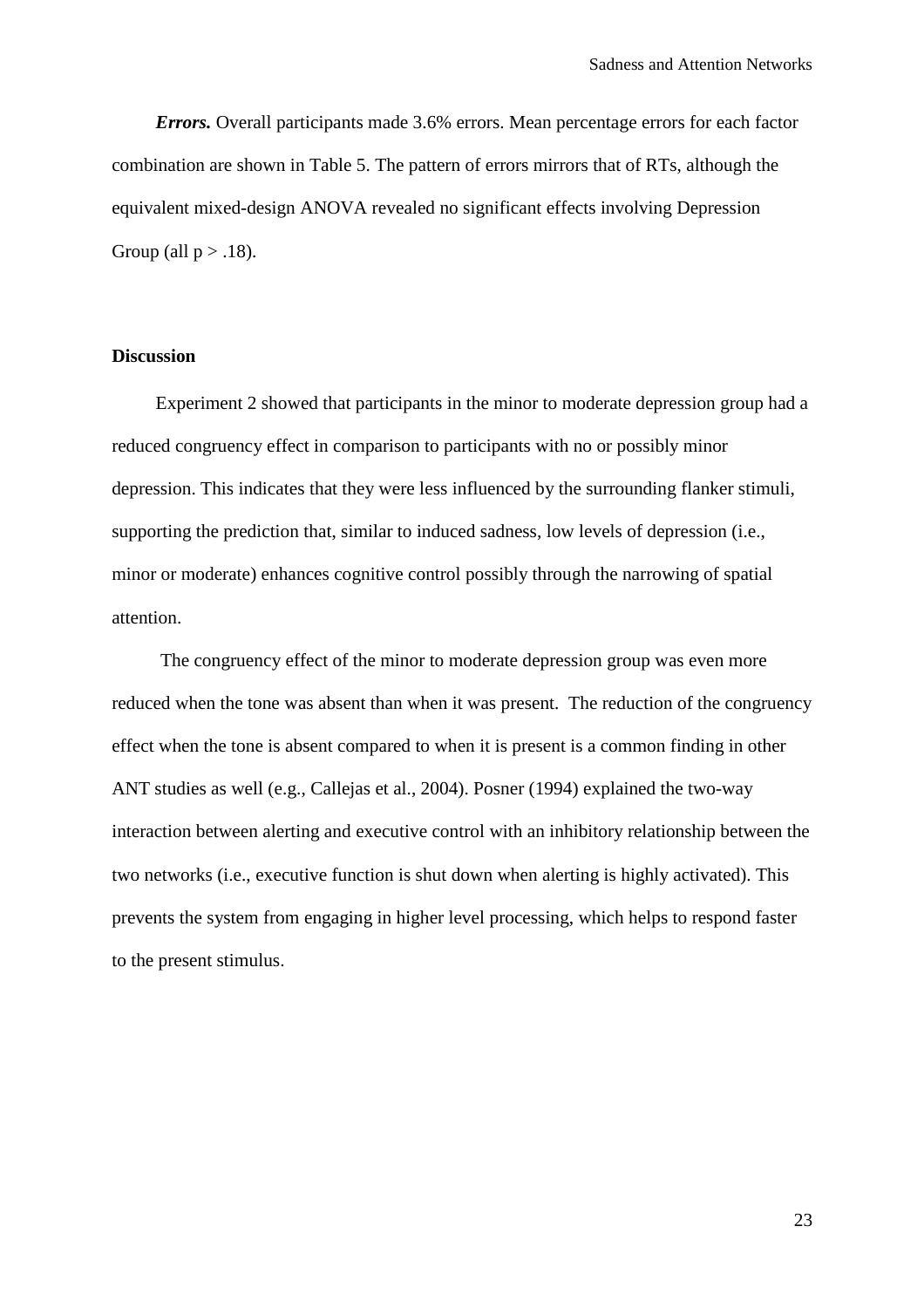***Errors.*** Overall participants made 3.6% errors. Mean percentage errors for each factor combination are shown in Table 5. The pattern of errors mirrors that of RTs, although the equivalent mixed-design ANOVA revealed no significant effects involving Depression Group (all $p > .18$).

## Discussion

Experiment 2 showed that participants in the minor to moderate depression group had a reduced congruency effect in comparison to participants with no or possibly minor depression. This indicates that they were less influenced by the surrounding flanker stimuli, supporting the prediction that, similar to induced sadness, low levels of depression (i.e., minor or moderate) enhances cognitive control possibly through the narrowing of spatial attention.

The congruency effect of the minor to moderate depression group was even more reduced when the tone was absent than when it was present. The reduction of the congruency effect when the tone is absent compared to when it is present is a common finding in other ANT studies as well (e.g., Callejas et al., 2004). Posner (1994) explained the two-way interaction between alerting and executive control with an inhibitory relationship between the two networks (i.e., executive function is shut down when alerting is highly activated). This prevents the system from engaging in higher level processing, which helps to respond faster to the present stimulus.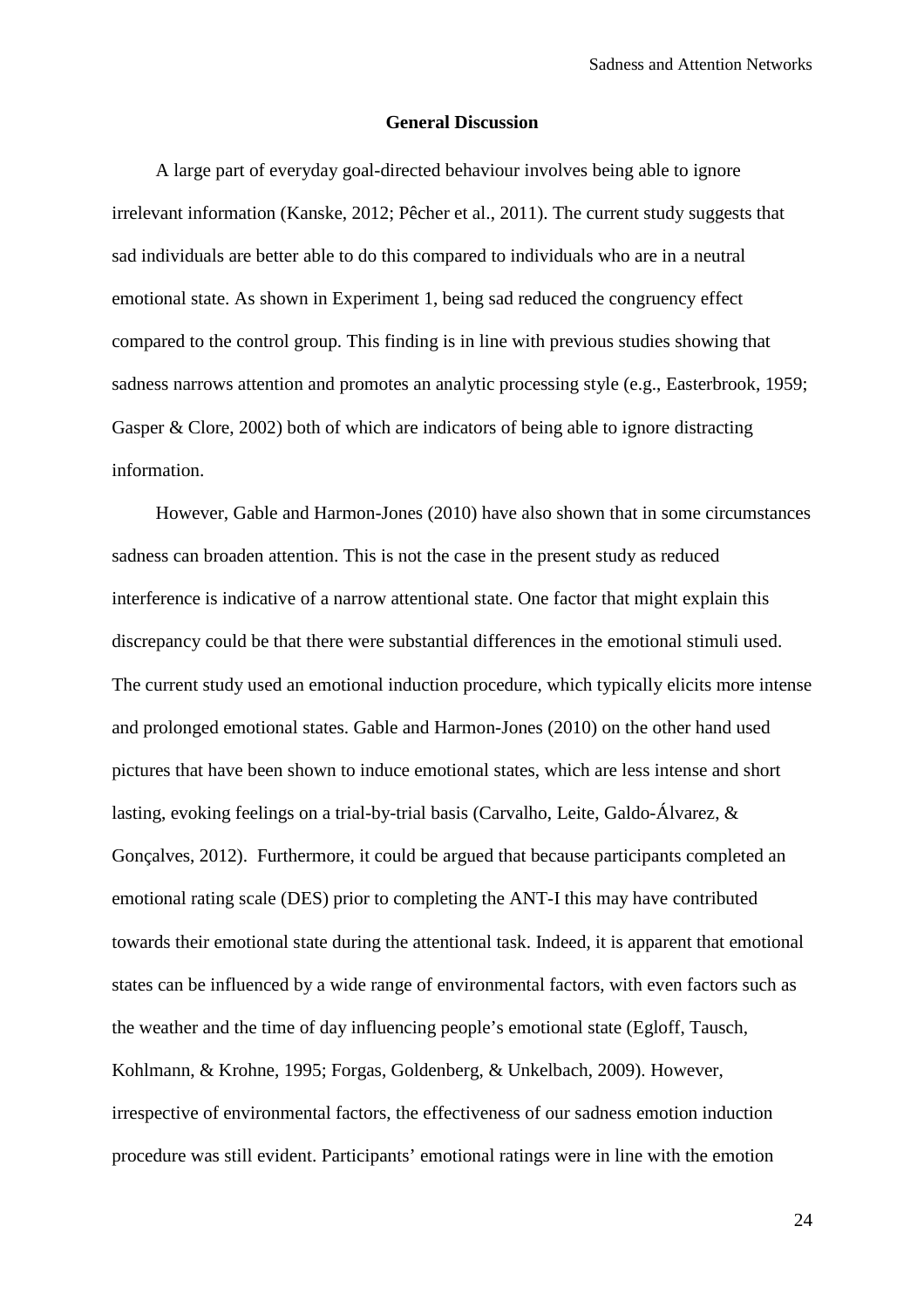## General Discussion

A large part of everyday goal-directed behaviour involves being able to ignore irrelevant information (Kanske, 2012; Pêcher et al., 2011). The current study suggests that sad individuals are better able to do this compared to individuals who are in a neutral emotional state. As shown in Experiment 1, being sad reduced the congruency effect compared to the control group. This finding is in line with previous studies showing that sadness narrows attention and promotes an analytic processing style (e.g., Easterbrook, 1959; Gasper & Clore, 2002) both of which are indicators of being able to ignore distracting information.

However, Gable and Harmon-Jones (2010) have also shown that in some circumstances sadness can broaden attention. This is not the case in the present study as reduced interference is indicative of a narrow attentional state. One factor that might explain this discrepancy could be that there were substantial differences in the emotional stimuli used. The current study used an emotional induction procedure, which typically elicits more intense and prolonged emotional states. Gable and Harmon-Jones (2010) on the other hand used pictures that have been shown to induce emotional states, which are less intense and short lasting, evoking feelings on a trial-by-trial basis (Carvalho, Leite, Galdo-Álvarez, & Gonçalves, 2012). Furthermore, it could be argued that because participants completed an emotional rating scale (DES) prior to completing the ANT-I this may have contributed towards their emotional state during the attentional task. Indeed, it is apparent that emotional states can be influenced by a wide range of environmental factors, with even factors such as the weather and the time of day influencing people's emotional state (Egloff, Tausch, Kohlmann, & Krohne, 1995; Forgas, Goldenberg, & Unkelbach, 2009). However, irrespective of environmental factors, the effectiveness of our sadness emotion induction procedure was still evident. Participants' emotional ratings were in line with the emotion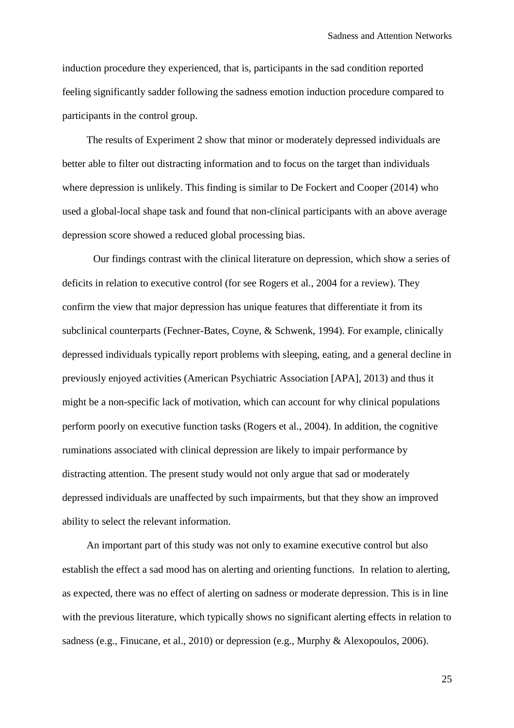induction procedure they experienced, that is, participants in the sad condition reported feeling significantly sadder following the sadness emotion induction procedure compared to participants in the control group.

The results of Experiment 2 show that minor or moderately depressed individuals are better able to filter out distracting information and to focus on the target than individuals where depression is unlikely. This finding is similar to De Fockert and Cooper (2014) who used a global-local shape task and found that non-clinical participants with an above average depression score showed a reduced global processing bias.

Our findings contrast with the clinical literature on depression, which show a series of deficits in relation to executive control (for see Rogers et al., 2004 for a review). They confirm the view that major depression has unique features that differentiate it from its subclinical counterparts (Fechner-Bates, Coyne, & Schwenk, 1994). For example, clinically depressed individuals typically report problems with sleeping, eating, and a general decline in previously enjoyed activities (American Psychiatric Association [APA], 2013) and thus it might be a non-specific lack of motivation, which can account for why clinical populations perform poorly on executive function tasks (Rogers et al., 2004). In addition, the cognitive ruminations associated with clinical depression are likely to impair performance by distracting attention. The present study would not only argue that sad or moderately depressed individuals are unaffected by such impairments, but that they show an improved ability to select the relevant information.

An important part of this study was not only to examine executive control but also establish the effect a sad mood has on alerting and orienting functions. In relation to alerting, as expected, there was no effect of alerting on sadness or moderate depression. This is in line with the previous literature, which typically shows no significant alerting effects in relation to sadness (e.g., Finucane, et al., 2010) or depression (e.g., Murphy & Alexopoulos, 2006).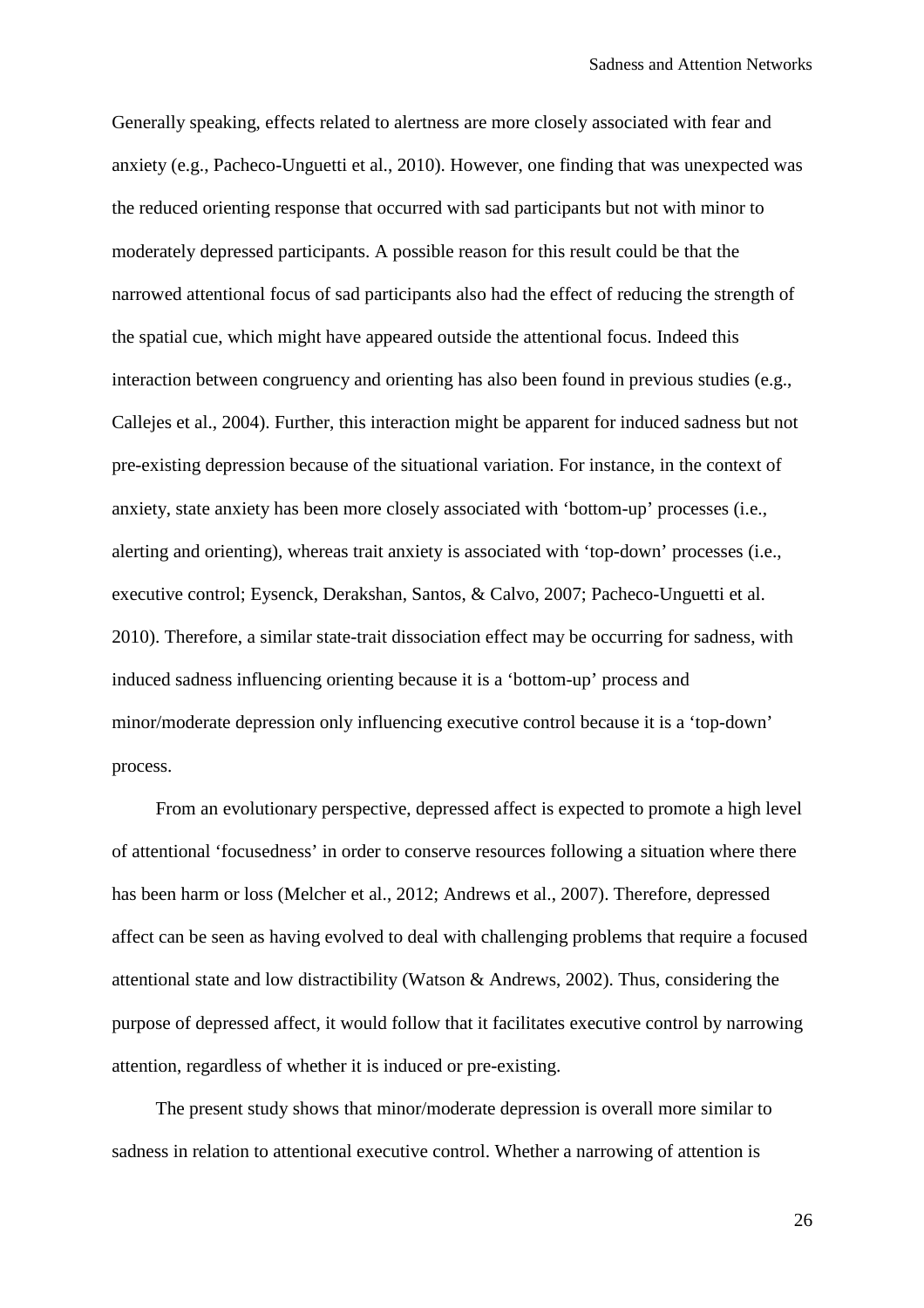Generally speaking, effects related to alertness are more closely associated with fear and anxiety (e.g., Pacheco-Unguetti et al., 2010). However, one finding that was unexpected was the reduced orienting response that occurred with sad participants but not with minor to moderately depressed participants. A possible reason for this result could be that the narrowed attentional focus of sad participants also had the effect of reducing the strength of the spatial cue, which might have appeared outside the attentional focus. Indeed this interaction between congruency and orienting has also been found in previous studies (e.g., Callejes et al., 2004). Further, this interaction might be apparent for induced sadness but not pre-existing depression because of the situational variation. For instance, in the context of anxiety, state anxiety has been more closely associated with 'bottom-up' processes (i.e., alerting and orienting), whereas trait anxiety is associated with 'top-down' processes (i.e., executive control; Eysenck, Derakshan, Santos, & Calvo, 2007; Pacheco-Unguetti et al. 2010). Therefore, a similar state-trait dissociation effect may be occurring for sadness, with induced sadness influencing orienting because it is a 'bottom-up' process and minor/moderate depression only influencing executive control because it is a 'top-down' process.

From an evolutionary perspective, depressed affect is expected to promote a high level of attentional 'focusedness' in order to conserve resources following a situation where there has been harm or loss (Melcher et al., 2012; Andrews et al., 2007). Therefore, depressed affect can be seen as having evolved to deal with challenging problems that require a focused attentional state and low distractibility (Watson & Andrews, 2002). Thus, considering the purpose of depressed affect, it would follow that it facilitates executive control by narrowing attention, regardless of whether it is induced or pre-existing.

The present study shows that minor/moderate depression is overall more similar to sadness in relation to attentional executive control. Whether a narrowing of attention is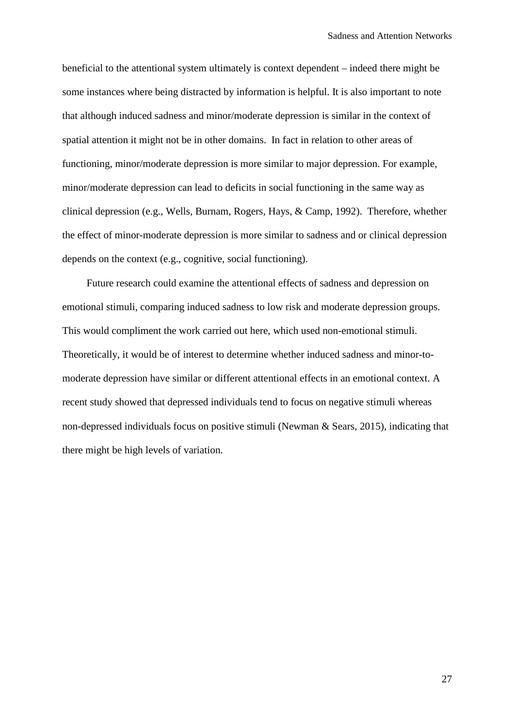beneficial to the attentional system ultimately is context dependent – indeed there might be some instances where being distracted by information is helpful. It is also important to note that although induced sadness and minor/moderate depression is similar in the context of spatial attention it might not be in other domains. In fact in relation to other areas of functioning, minor/moderate depression is more similar to major depression. For example, minor/moderate depression can lead to deficits in social functioning in the same way as clinical depression (e.g., Wells, Burnam, Rogers, Hays, & Camp, 1992). Therefore, whether the effect of minor-moderate depression is more similar to sadness and or clinical depression depends on the context (e.g., cognitive, social functioning).

Future research could examine the attentional effects of sadness and depression on emotional stimuli, comparing induced sadness to low risk and moderate depression groups. This would compliment the work carried out here, which used non-emotional stimuli. Theoretically, it would be of interest to determine whether induced sadness and minor-to-moderate depression have similar or different attentional effects in an emotional context. A recent study showed that depressed individuals tend to focus on negative stimuli whereas non-depressed individuals focus on positive stimuli (Newman & Sears, 2015), indicating that there might be high levels of variation.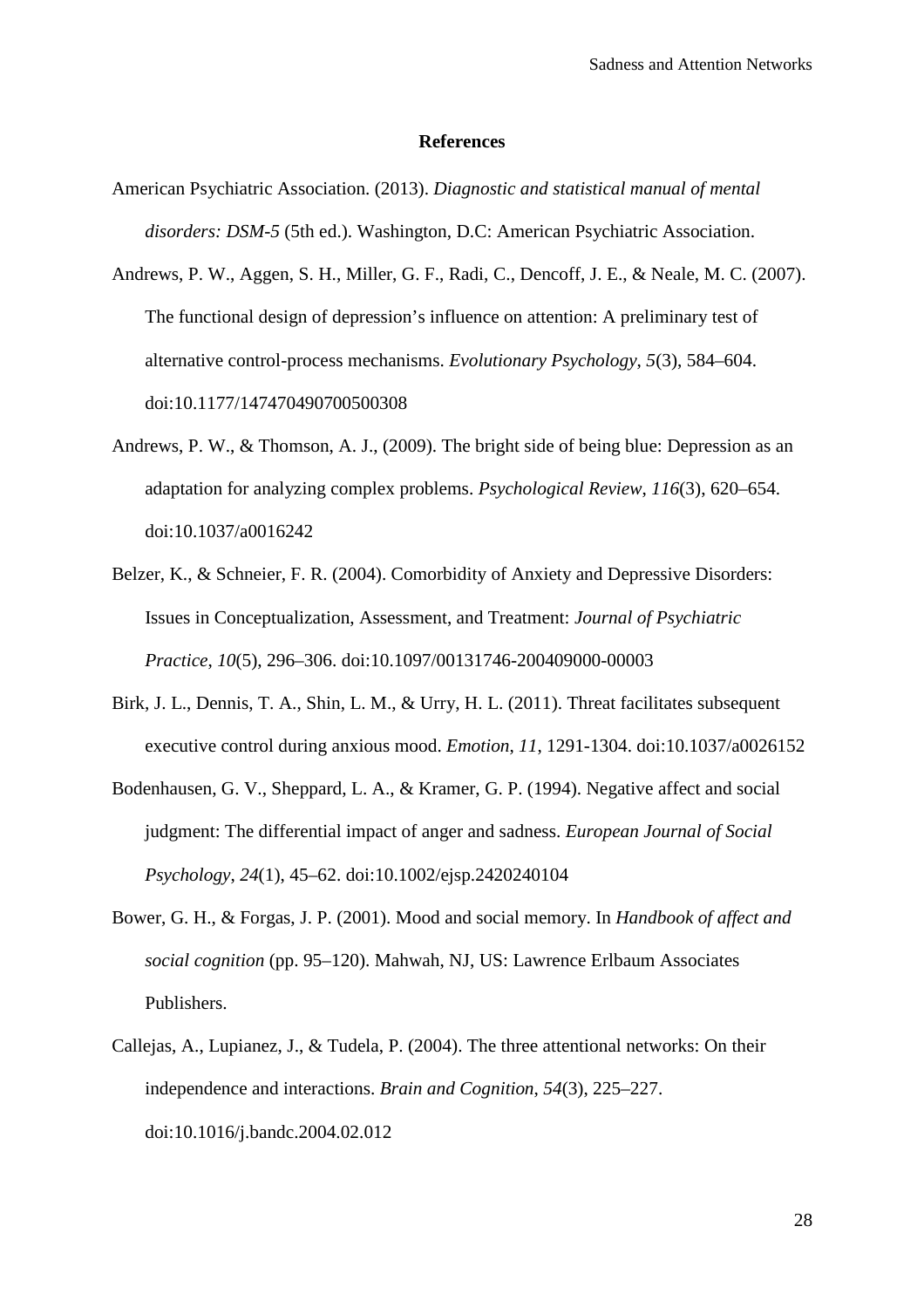# References

American Psychiatric Association. (2013). *Diagnostic and statistical manual of mental disorders: DSM-5* (5th ed.). Washington, D.C: American Psychiatric Association.

Andrews, P. W., Aggen, S. H., Miller, G. F., Radi, C., Dencoff, J. E., & Neale, M. C. (2007). The functional design of depression's influence on attention: A preliminary test of alternative control-process mechanisms. *Evolutionary Psychology*, *5*(3), 584–604. doi:10.1177/147470490700500308

Andrews, P. W., & Thomson, A. J., (2009). The bright side of being blue: Depression as an adaptation for analyzing complex problems. *Psychological Review*, *116*(3), 620–654. doi:10.1037/a0016242

Belzer, K., & Schneier, F. R. (2004). Comorbidity of Anxiety and Depressive Disorders: Issues in Conceptualization, Assessment, and Treatment: *Journal of Psychiatric Practice*, *10*(5), 296–306. doi:10.1097/00131746-200409000-00003

Birk, J. L., Dennis, T. A., Shin, L. M., & Urry, H. L. (2011). Threat facilitates subsequent executive control during anxious mood. *Emotion*, *11*, 1291-1304. doi:10.1037/a0026152

Bodenhausen, G. V., Sheppard, L. A., & Kramer, G. P. (1994). Negative affect and social judgment: The differential impact of anger and sadness. *European Journal of Social Psychology*, *24*(1), 45–62. doi:10.1002/ejsp.2420240104

Bower, G. H., & Forgas, J. P. (2001). Mood and social memory. In *Handbook of affect and social cognition* (pp. 95–120). Mahwah, NJ, US: Lawrence Erlbaum Associates Publishers.

Callejas, A., Lupianez, J., & Tudela, P. (2004). The three attentional networks: On their independence and interactions. *Brain and Cognition*, *54*(3), 225–227. doi:10.1016/j.bandc.2004.02.012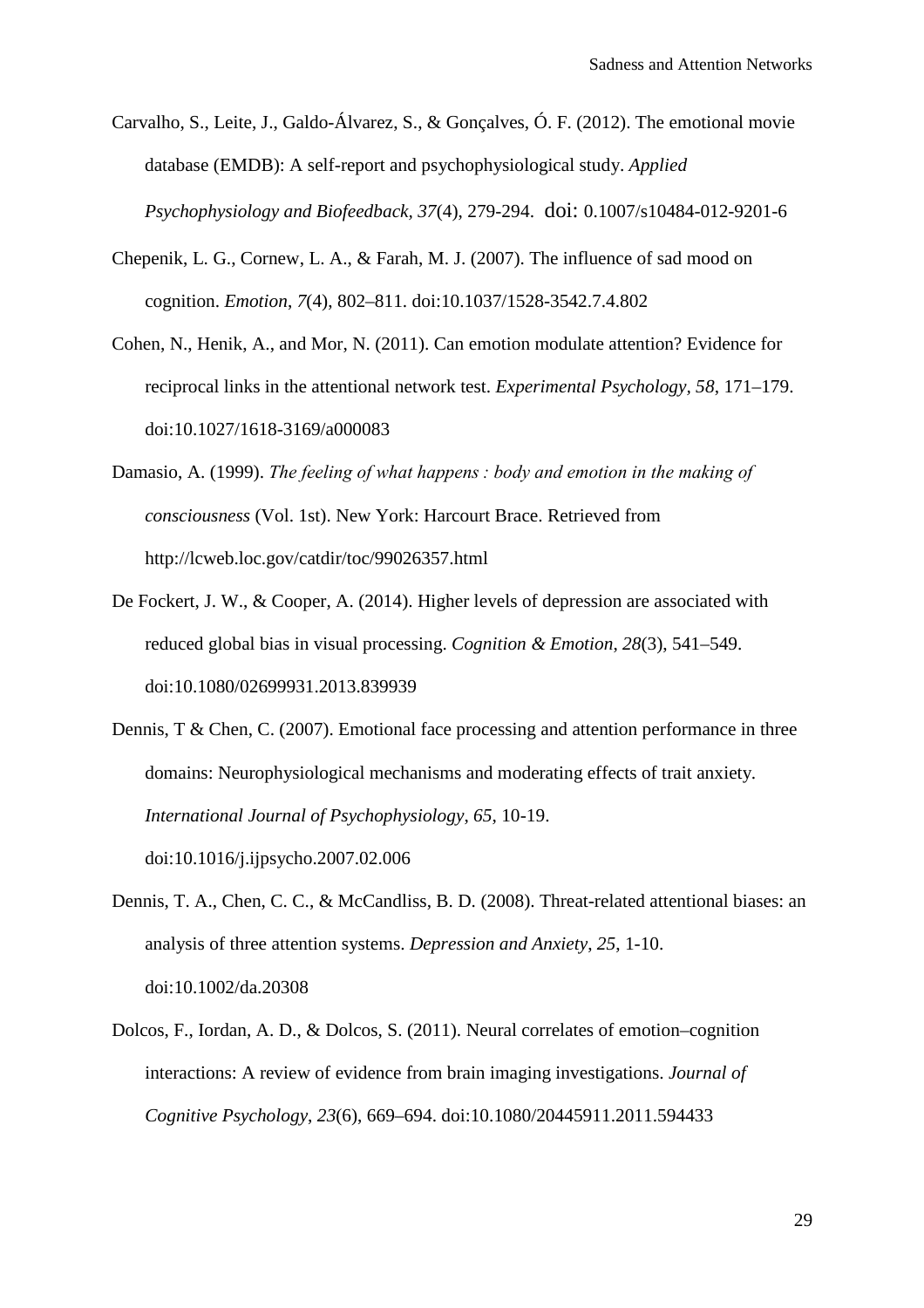Carvalho, S., Leite, J., Galdo-Álvarez, S., & Gonçalves, Ó. F. (2012). The emotional movie database (EMDB): A self-report and psychophysiological study. *Applied Psychophysiology and Biofeedback*, *37*(4), 279-294. doi: 0.1007/s10484-012-9201-6

Chepenik, L. G., Cornew, L. A., & Farah, M. J. (2007). The influence of sad mood on cognition. *Emotion*, *7*(4), 802–811. doi:10.1037/1528-3542.7.4.802

Cohen, N., Henik, A., and Mor, N. (2011). Can emotion modulate attention? Evidence for reciprocal links in the attentional network test. *Experimental Psychology*, *58*, 171–179. doi:10.1027/1618-3169/a000083

Damasio, A. (1999). *The feeling of what happens : body and emotion in the making of consciousness* (Vol. 1st). New York: Harcourt Brace. Retrieved from http://lcweb.loc.gov/catdir/toc/99026357.html

De Fockert, J. W., & Cooper, A. (2014). Higher levels of depression are associated with reduced global bias in visual processing. *Cognition & Emotion*, *28*(3), 541–549. doi:10.1080/02699931.2013.839939

Dennis, T & Chen, C. (2007). Emotional face processing and attention performance in three domains: Neurophysiological mechanisms and moderating effects of trait anxiety. *International Journal of Psychophysiology*, *65*, 10-19. doi:10.1016/j.ijpsycho.2007.02.006

Dennis, T. A., Chen, C. C., & McCandliss, B. D. (2008). Threat-related attentional biases: an analysis of three attention systems. *Depression and Anxiety*, *25*, 1-10. doi:10.1002/da.20308

Dolcos, F., Iordan, A. D., & Dolcos, S. (2011). Neural correlates of emotion–cognition interactions: A review of evidence from brain imaging investigations. *Journal of Cognitive Psychology*, *23*(6), 669–694. doi:10.1080/20445911.2011.594433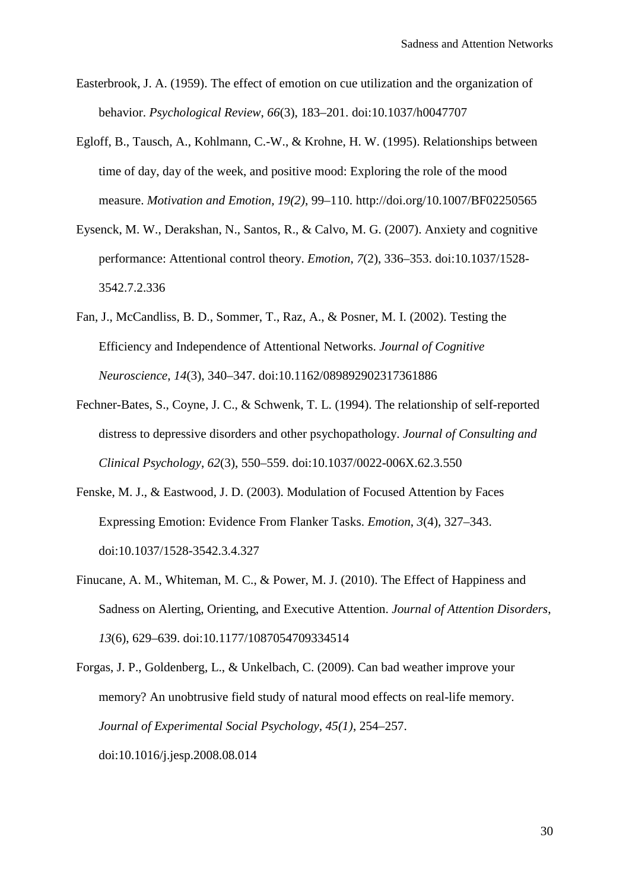Easterbrook, J. A. (1959). The effect of emotion on cue utilization and the organization of behavior. *Psychological Review*, *66*(3), 183–201. doi:10.1037/h0047707

Egloff, B., Tausch, A., Kohlmann, C.-W., & Krohne, H. W. (1995). Relationships between time of day, day of the week, and positive mood: Exploring the role of the mood measure. *Motivation and Emotion, 19(2)*, 99–110. http://doi.org/10.1007/BF02250565

Eysenck, M. W., Derakshan, N., Santos, R., & Calvo, M. G. (2007). Anxiety and cognitive performance: Attentional control theory. *Emotion*, *7*(2), 336–353. doi:10.1037/1528-3542.7.2.336

Fan, J., McCandliss, B. D., Sommer, T., Raz, A., & Posner, M. I. (2002). Testing the Efficiency and Independence of Attentional Networks. *Journal of Cognitive Neuroscience*, *14*(3), 340–347. doi:10.1162/089892902317361886

Fechner-Bates, S., Coyne, J. C., & Schwenk, T. L. (1994). The relationship of self-reported distress to depressive disorders and other psychopathology. *Journal of Consulting and Clinical Psychology*, *62*(3), 550–559. doi:10.1037/0022-006X.62.3.550

Fenske, M. J., & Eastwood, J. D. (2003). Modulation of Focused Attention by Faces Expressing Emotion: Evidence From Flanker Tasks. *Emotion*, *3*(4), 327–343. doi:10.1037/1528-3542.3.4.327

Finucane, A. M., Whiteman, M. C., & Power, M. J. (2010). The Effect of Happiness and Sadness on Alerting, Orienting, and Executive Attention. *Journal of Attention Disorders*, *13*(6), 629–639. doi:10.1177/1087054709334514

Forgas, J. P., Goldenberg, L., & Unkelbach, C. (2009). Can bad weather improve your memory? An unobtrusive field study of natural mood effects on real-life memory. *Journal of Experimental Social Psychology*, *45(1)*, 254–257. doi:10.1016/j.jesp.2008.08.014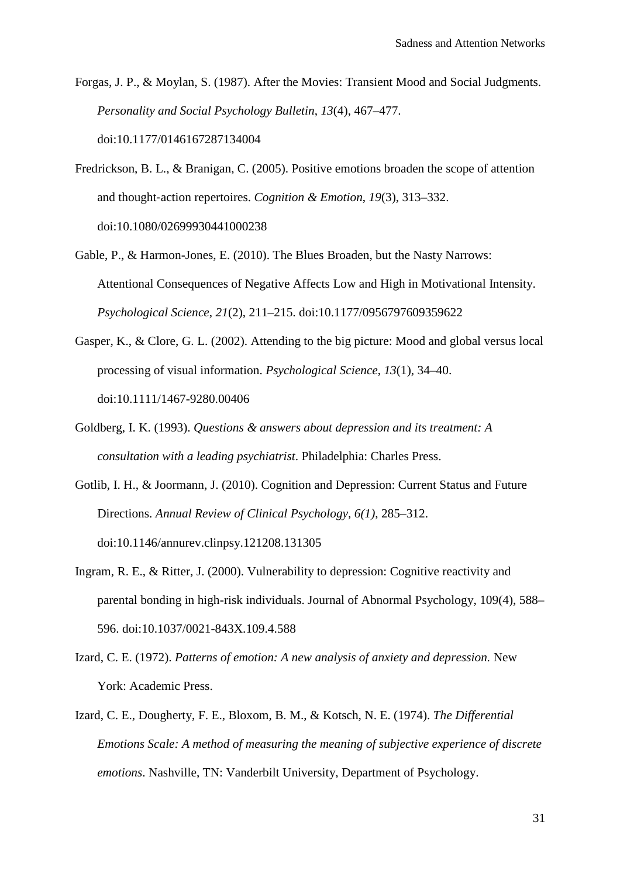Forgas, J. P., & Moylan, S. (1987). After the Movies: Transient Mood and Social Judgments. *Personality and Social Psychology Bulletin*, *13*(4), 467–477. doi:10.1177/0146167287134004

Fredrickson, B. L., & Branigan, C. (2005). Positive emotions broaden the scope of attention and thought‐action repertoires. *Cognition & Emotion*, *19*(3), 313–332. doi:10.1080/02699930441000238

Gable, P., & Harmon-Jones, E. (2010). The Blues Broaden, but the Nasty Narrows: Attentional Consequences of Negative Affects Low and High in Motivational Intensity. *Psychological Science*, *21*(2), 211–215. doi:10.1177/0956797609359622

Gasper, K., & Clore, G. L. (2002). Attending to the big picture: Mood and global versus local processing of visual information. *Psychological Science*, *13*(1), 34–40. doi:10.1111/1467-9280.00406

Goldberg, I. K. (1993). *Questions & answers about depression and its treatment: A consultation with a leading psychiatrist*. Philadelphia: Charles Press.

Gotlib, I. H., & Joormann, J. (2010). Cognition and Depression: Current Status and Future Directions. *Annual Review of Clinical Psychology*, *6(1)*, 285–312. doi:10.1146/annurev.clinpsy.121208.131305

Ingram, R. E., & Ritter, J. (2000). Vulnerability to depression: Cognitive reactivity and parental bonding in high-risk individuals. Journal of Abnormal Psychology, 109(4), 588–596. doi:10.1037/0021-843X.109.4.588

Izard, C. E. (1972). *Patterns of emotion: A new analysis of anxiety and depression.* New York: Academic Press.

Izard, C. E., Dougherty, F. E., Bloxom, B. M., & Kotsch, N. E. (1974). *The Differential Emotions Scale: A method of measuring the meaning of subjective experience of discrete emotions*. Nashville, TN: Vanderbilt University, Department of Psychology.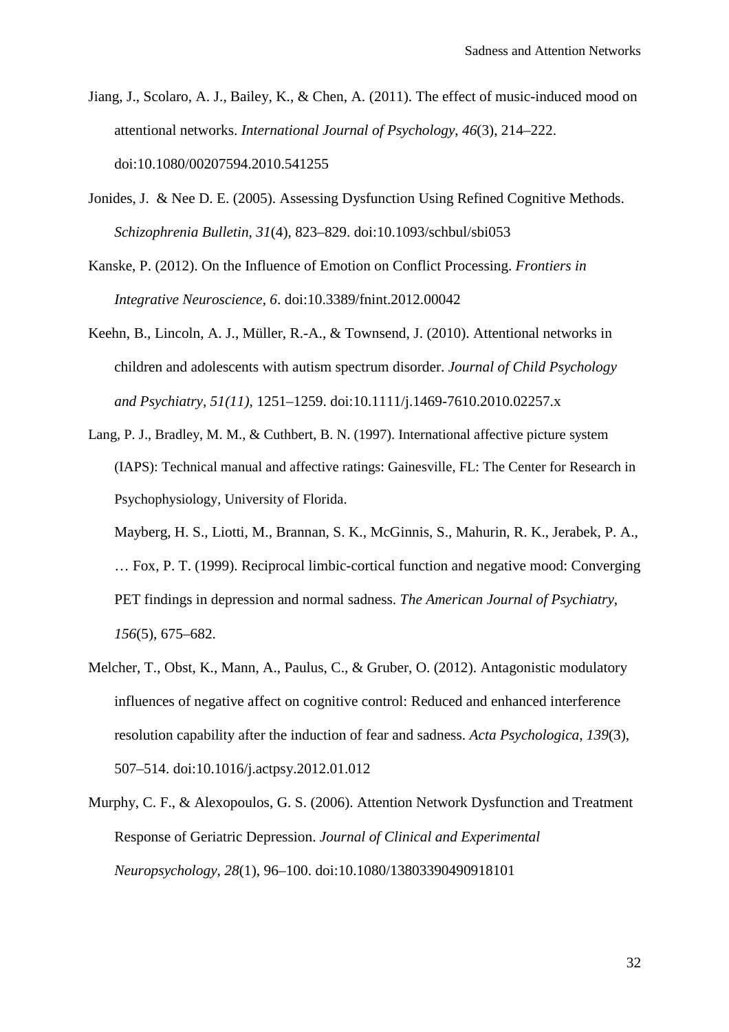Jiang, J., Scolaro, A. J., Bailey, K., & Chen, A. (2011). The effect of music-induced mood on attentional networks. *International Journal of Psychology*, *46*(3), 214–222. doi:10.1080/00207594.2010.541255

Jonides, J. & Nee D. E. (2005). Assessing Dysfunction Using Refined Cognitive Methods. *Schizophrenia Bulletin*, *31*(4), 823–829. doi:10.1093/schbul/sbi053

Kanske, P. (2012). On the Influence of Emotion on Conflict Processing. *Frontiers in Integrative Neuroscience*, *6*. doi:10.3389/fnint.2012.00042

Keehn, B., Lincoln, A. J., Müller, R.-A., & Townsend, J. (2010). Attentional networks in children and adolescents with autism spectrum disorder. *Journal of Child Psychology and Psychiatry, 51(11)*, 1251–1259. doi:10.1111/j.1469-7610.2010.02257.x

Lang, P. J., Bradley, M. M., & Cuthbert, B. N. (1997). International affective picture system (IAPS): Technical manual and affective ratings: Gainesville, FL: The Center for Research in Psychophysiology, University of Florida.

Mayberg, H. S., Liotti, M., Brannan, S. K., McGinnis, S., Mahurin, R. K., Jerabek, P. A., … Fox, P. T. (1999). Reciprocal limbic-cortical function and negative mood: Converging PET findings in depression and normal sadness. *The American Journal of Psychiatry*, *156*(5), 675–682.

Melcher, T., Obst, K., Mann, A., Paulus, C., & Gruber, O. (2012). Antagonistic modulatory influences of negative affect on cognitive control: Reduced and enhanced interference resolution capability after the induction of fear and sadness. *Acta Psychologica*, *139*(3), 507–514. doi:10.1016/j.actpsy.2012.01.012

Murphy, C. F., & Alexopoulos, G. S. (2006). Attention Network Dysfunction and Treatment Response of Geriatric Depression. *Journal of Clinical and Experimental Neuropsychology*, *28*(1), 96–100. doi:10.1080/13803390490918101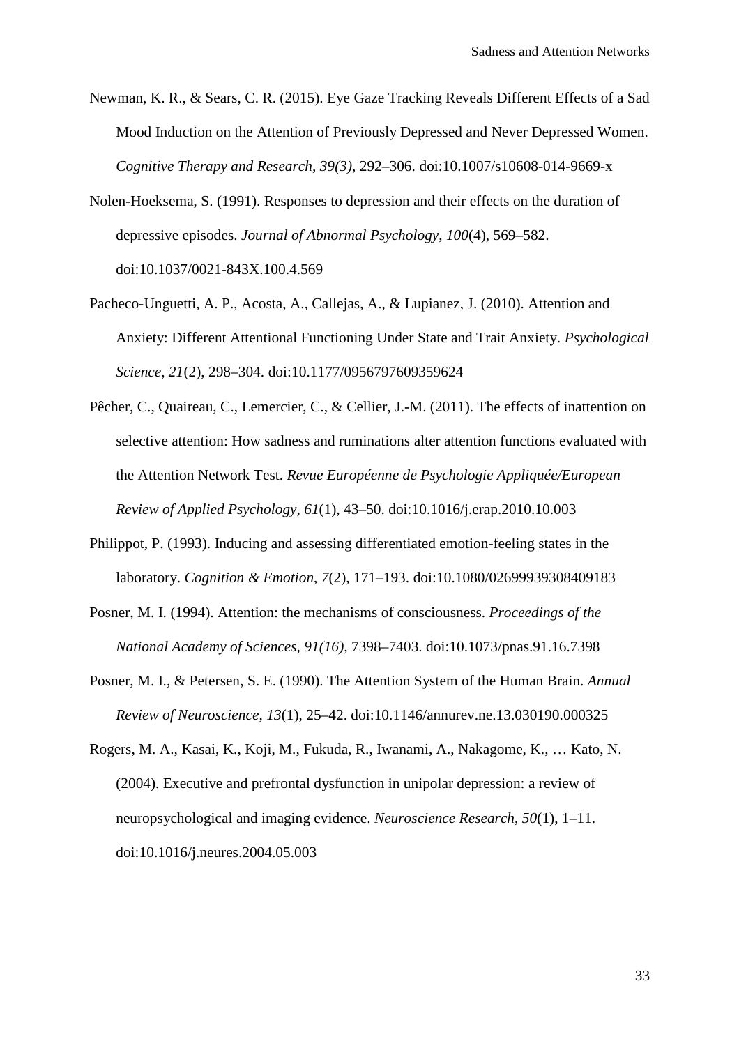Newman, K. R., & Sears, C. R. (2015). Eye Gaze Tracking Reveals Different Effects of a Sad Mood Induction on the Attention of Previously Depressed and Never Depressed Women. *Cognitive Therapy and Research, 39(3)*, 292–306. doi:10.1007/s10608-014-9669-x

Nolen-Hoeksema, S. (1991). Responses to depression and their effects on the duration of depressive episodes. *Journal of Abnormal Psychology*, *100*(4), 569–582. doi:10.1037/0021-843X.100.4.569

Pacheco-Unguetti, A. P., Acosta, A., Callejas, A., & Lupianez, J. (2010). Attention and Anxiety: Different Attentional Functioning Under State and Trait Anxiety. *Psychological Science*, *21*(2), 298–304. doi:10.1177/0956797609359624

Pêcher, C., Quaireau, C., Lemercier, C., & Cellier, J.-M. (2011). The effects of inattention on selective attention: How sadness and ruminations alter attention functions evaluated with the Attention Network Test. *Revue Européenne de Psychologie Appliquée/European Review of Applied Psychology*, *61*(1), 43–50. doi:10.1016/j.erap.2010.10.003

Philippot, P. (1993). Inducing and assessing differentiated emotion-feeling states in the laboratory. *Cognition & Emotion*, *7*(2), 171–193. doi:10.1080/02699939308409183

Posner, M. I. (1994). Attention: the mechanisms of consciousness. *Proceedings of the National Academy of Sciences, 91(16)*, 7398–7403. doi:10.1073/pnas.91.16.7398

Posner, M. I., & Petersen, S. E. (1990). The Attention System of the Human Brain. *Annual Review of Neuroscience*, *13*(1), 25–42. doi:10.1146/annurev.ne.13.030190.000325

Rogers, M. A., Kasai, K., Koji, M., Fukuda, R., Iwanami, A., Nakagome, K., … Kato, N. (2004). Executive and prefrontal dysfunction in unipolar depression: a review of neuropsychological and imaging evidence. *Neuroscience Research*, *50*(1), 1–11. doi:10.1016/j.neures.2004.05.003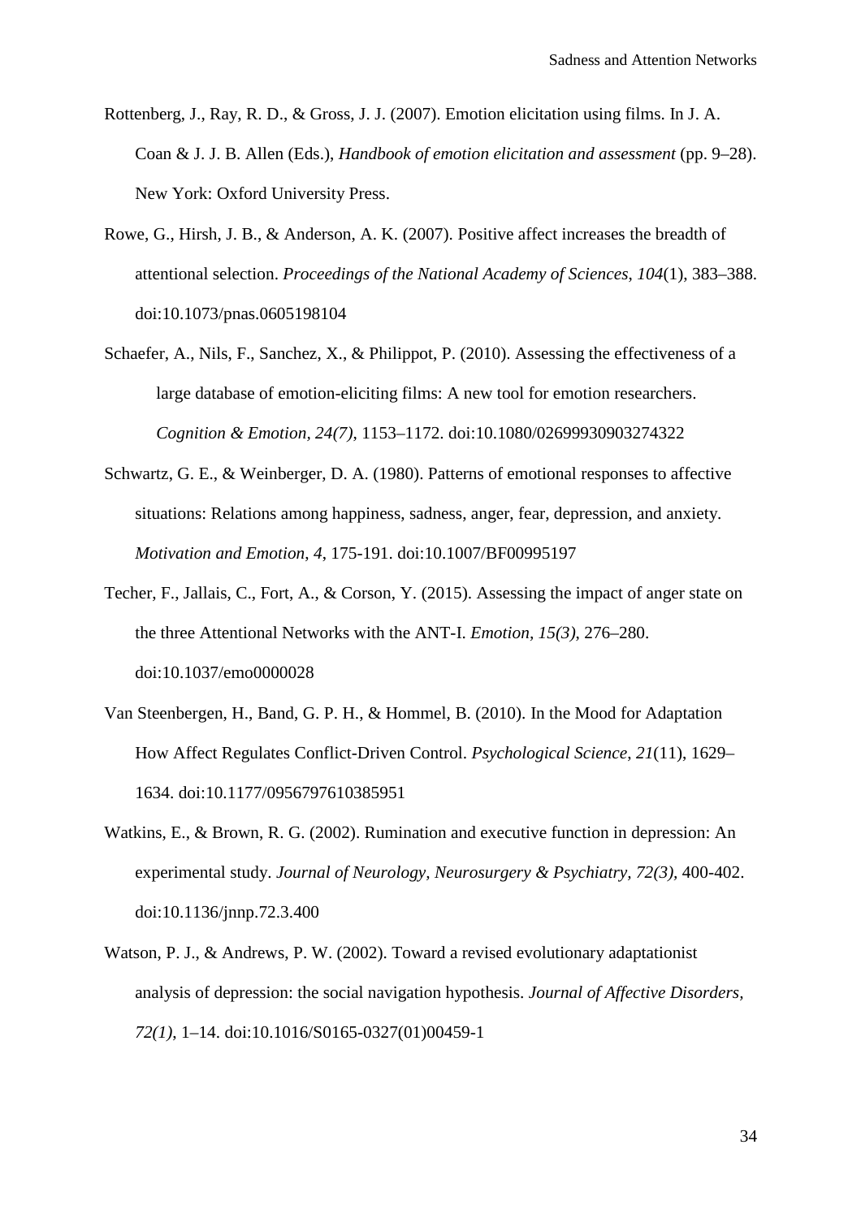Rottenberg, J., Ray, R. D., & Gross, J. J. (2007). Emotion elicitation using films. In J. A. Coan & J. J. B. Allen (Eds.), *Handbook of emotion elicitation and assessment* (pp. 9–28). New York: Oxford University Press.

Rowe, G., Hirsh, J. B., & Anderson, A. K. (2007). Positive affect increases the breadth of attentional selection. *Proceedings of the National Academy of Sciences*, *104*(1), 383–388. doi:10.1073/pnas.0605198104

Schaefer, A., Nils, F., Sanchez, X., & Philippot, P. (2010). Assessing the effectiveness of a large database of emotion-eliciting films: A new tool for emotion researchers. *Cognition & Emotion*, *24(7)*, 1153–1172. doi:10.1080/02699930903274322

Schwartz, G. E., & Weinberger, D. A. (1980). Patterns of emotional responses to affective situations: Relations among happiness, sadness, anger, fear, depression, and anxiety. *Motivation and Emotion*, *4*, 175-191. doi:10.1007/BF00995197

Techer, F., Jallais, C., Fort, A., & Corson, Y. (2015). Assessing the impact of anger state on the three Attentional Networks with the ANT-I. *Emotion*, *15(3)*, 276–280. doi:10.1037/emo0000028

Van Steenbergen, H., Band, G. P. H., & Hommel, B. (2010). In the Mood for Adaptation How Affect Regulates Conflict-Driven Control. *Psychological Science*, *21*(11), 1629–1634. doi:10.1177/0956797610385951

Watkins, E., & Brown, R. G. (2002). Rumination and executive function in depression: An experimental study. *Journal of Neurology, Neurosurgery & Psychiatry, 72(3),* 400-402. doi:10.1136/jnnp.72.3.400

Watson, P. J., & Andrews, P. W. (2002). Toward a revised evolutionary adaptationist analysis of depression: the social navigation hypothesis. *Journal of Affective Disorders, 72(1)*, 1–14. doi:10.1016/S0165-0327(01)00459-1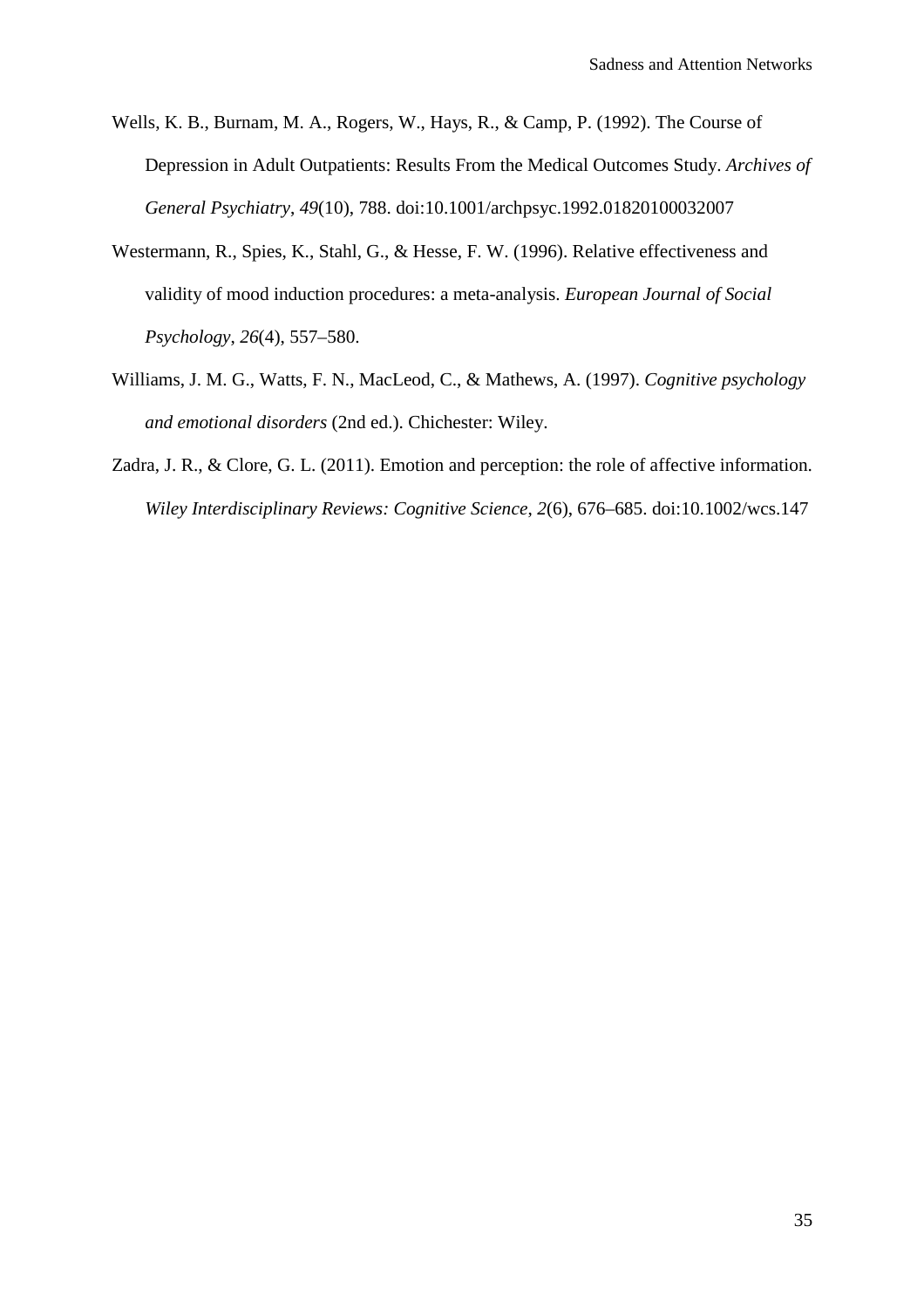Wells, K. B., Burnam, M. A., Rogers, W., Hays, R., & Camp, P. (1992). The Course of Depression in Adult Outpatients: Results From the Medical Outcomes Study. *Archives of General Psychiatry*, *49*(10), 788. doi:10.1001/archpsyc.1992.01820100032007

Westermann, R., Spies, K., Stahl, G., & Hesse, F. W. (1996). Relative effectiveness and validity of mood induction procedures: a meta-analysis. *European Journal of Social Psychology*, *26*(4), 557–580.

Williams, J. M. G., Watts, F. N., MacLeod, C., & Mathews, A. (1997). *Cognitive psychology and emotional disorders* (2nd ed.). Chichester: Wiley.

Zadra, J. R., & Clore, G. L. (2011). Emotion and perception: the role of affective information. *Wiley Interdisciplinary Reviews: Cognitive Science*, *2*(6), 676–685. doi:10.1002/wcs.147